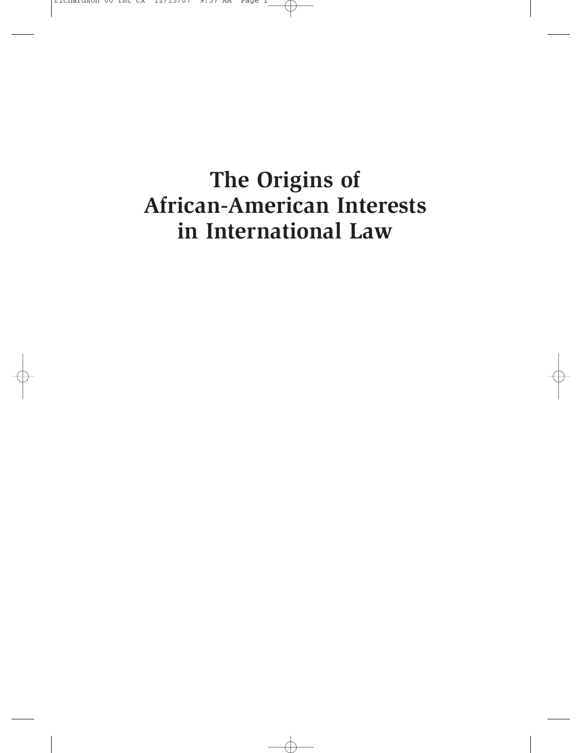# The Origins of African-American Interests in International Law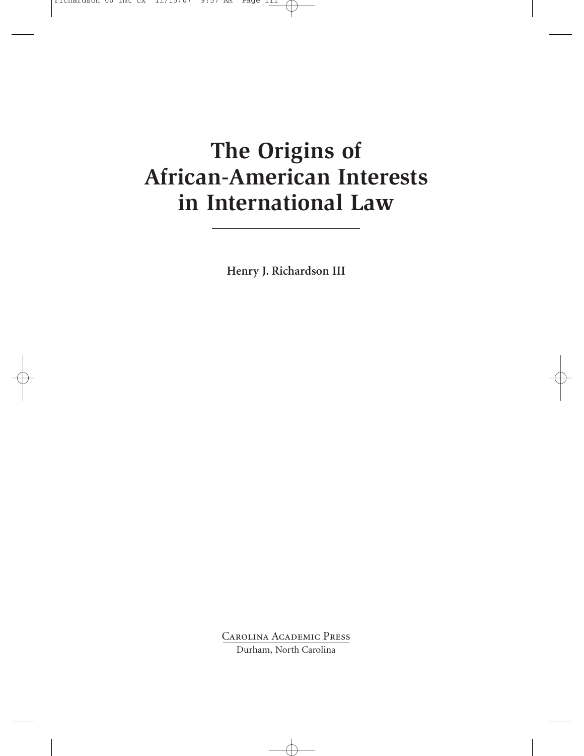# The Origins of African-American Interests in International Law

**Henry J. Richardson III**

Carolina Academic Press
Durham, North Carolina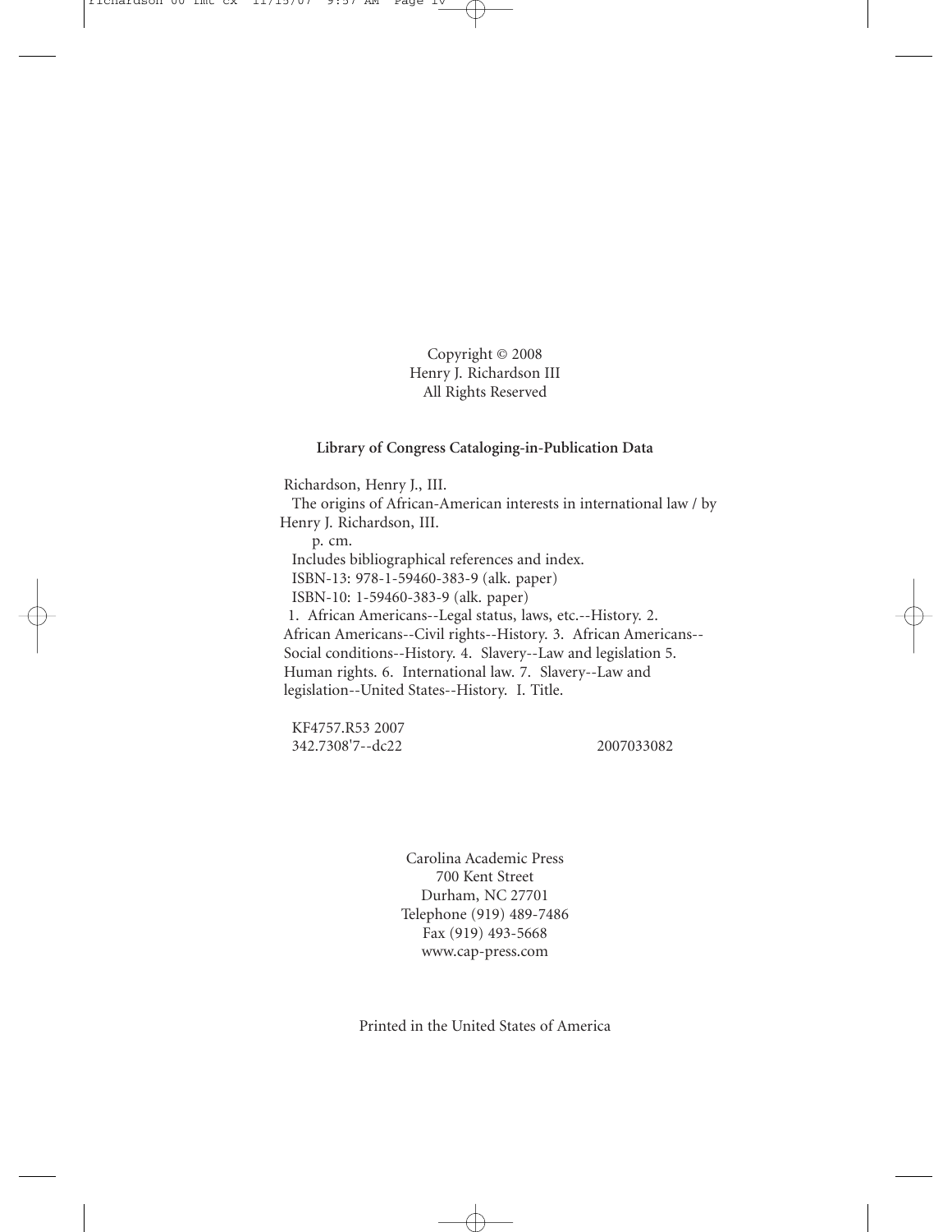Copyright © 2008
Henry J. Richardson III
All Rights Reserved

**Library of Congress Cataloging-in-Publication Data**

Richardson, Henry J., III.
The origins of African-American interests in international law / by Henry J. Richardson, III.
p. cm.
Includes bibliographical references and index.
ISBN-13: 978-1-59460-383-9 (alk. paper)
ISBN-10: 1-59460-383-9 (alk. paper)
1. African Americans--Legal status, laws, etc.--History. 2. African Americans--Civil rights--History. 3. African Americans--Social conditions--History. 4. Slavery--Law and legislation 5. Human rights. 6. International law. 7. Slavery--Law and legislation--United States--History. I. Title.

KF4757.R53 2007
342.7308'7--dc22 2007033082

Carolina Academic Press
700 Kent Street
Durham, NC 27701
Telephone (919) 489-7486
Fax (919) 493-5668
www.cap-press.com

Printed in the United States of America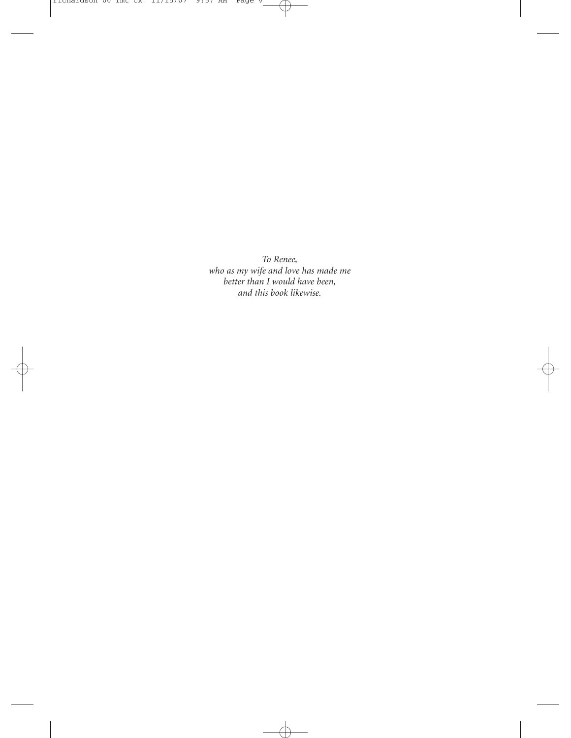*To Renee,*
*who as my wife and love has made me*
*better than I would have been,*
*and this book likewise.*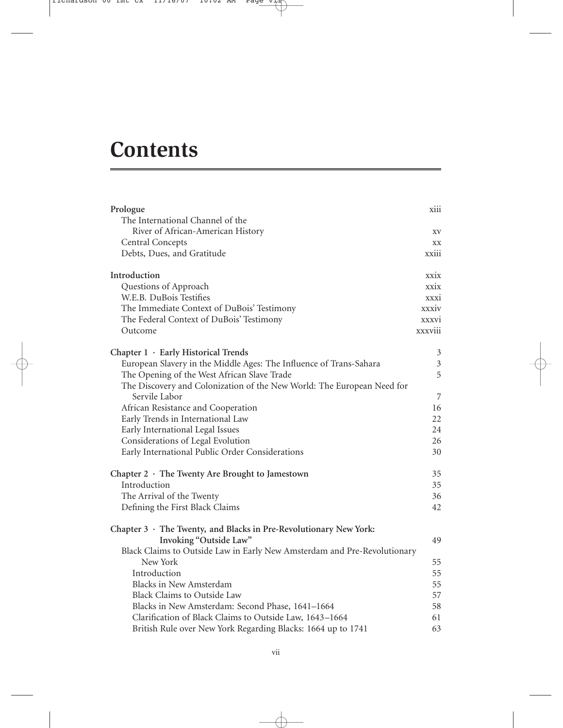# Contents

| | |
|---|---|
| **Prologue** | xiii |
| The International Channel of the River of African-American History | xv |
| Central Concepts | xx |
| Debts, Dues, and Gratitude | xxiii |
| **Introduction** | xxix |
| Questions of Approach | xxix |
| W.E.B. DuBois Testifies | xxxi |
| The Immediate Context of DuBois' Testimony | xxxiv |
| The Federal Context of DuBois' Testimony | xxxvi |
| Outcome | xxxviii |
| **Chapter 1 · Early Historical Trends** | 3 |
| European Slavery in the Middle Ages: The Influence of Trans-Sahara | 3 |
| The Opening of the West African Slave Trade | 5 |
| The Discovery and Colonization of the New World: The European Need for Servile Labor | 7 |
| African Resistance and Cooperation | 16 |
| Early Trends in International Law | 22 |
| Early International Legal Issues | 24 |
| Considerations of Legal Evolution | 26 |
| Early International Public Order Considerations | 30 |
| **Chapter 2 · The Twenty Are Brought to Jamestown** | 35 |
| Introduction | 35 |
| The Arrival of the Twenty | 36 |
| Defining the First Black Claims | 42 |
| **Chapter 3 · The Twenty, and Blacks in Pre-Revolutionary New York: Invoking "Outside Law"** | 49 |
| Black Claims to Outside Law in Early New Amsterdam and Pre-Revolutionary New York | 55 |
| Introduction | 55 |
| Blacks in New Amsterdam | 55 |
| Black Claims to Outside Law | 57 |
| Blacks in New Amsterdam: Second Phase, 1641–1664 | 58 |
| Clarification of Black Claims to Outside Law, 1643–1664 | 61 |
| British Rule over New York Regarding Blacks: 1664 up to 1741 | 63 |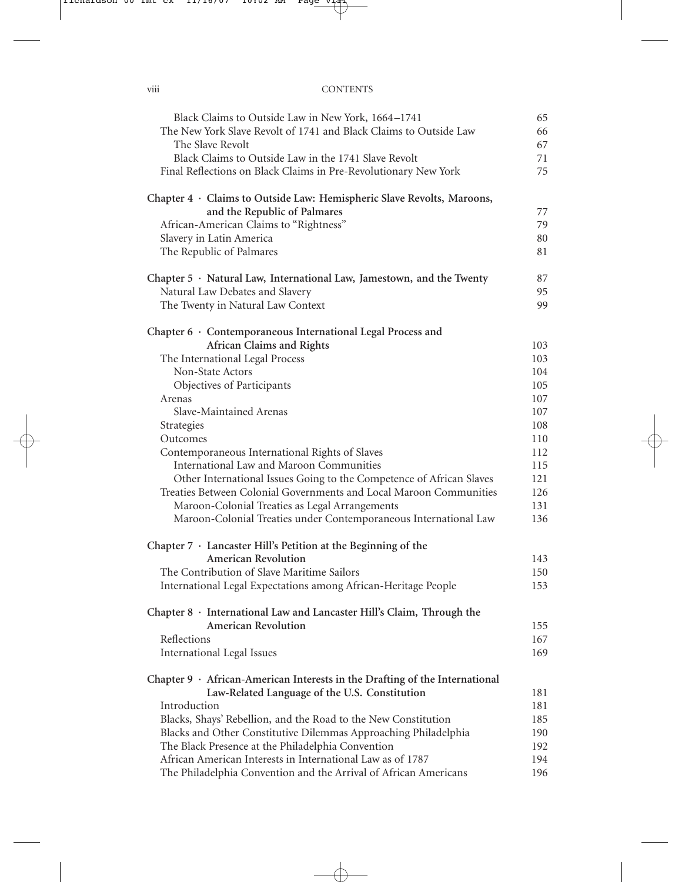Black Claims to Outside Law in New York, 1664–1741 — 65
The New York Slave Revolt of 1741 and Black Claims to Outside Law — 66
The Slave Revolt — 67
Black Claims to Outside Law in the 1741 Slave Revolt — 71
Final Reflections on Black Claims in Pre-Revolutionary New York — 75

**Chapter 4 · Claims to Outside Law: Hemispheric Slave Revolts, Maroons, and the Republic of Palmares** — 77
African-American Claims to "Rightness" — 79
Slavery in Latin America — 80
The Republic of Palmares — 81

**Chapter 5 · Natural Law, International Law, Jamestown, and the Twenty** — 87
Natural Law Debates and Slavery — 95
The Twenty in Natural Law Context — 99

**Chapter 6 · Contemporaneous International Legal Process and African Claims and Rights** — 103
The International Legal Process — 103
Non-State Actors — 104
Objectives of Participants — 105
Arenas — 107
Slave-Maintained Arenas — 107
Strategies — 108
Outcomes — 110
Contemporaneous International Rights of Slaves — 112
International Law and Maroon Communities — 115
Other International Issues Going to the Competence of African Slaves — 121
Treaties Between Colonial Governments and Local Maroon Communities — 126
Maroon-Colonial Treaties as Legal Arrangements — 131
Maroon-Colonial Treaties under Contemporaneous International Law — 136

**Chapter 7 · Lancaster Hill's Petition at the Beginning of the American Revolution** — 143
The Contribution of Slave Maritime Sailors — 150
International Legal Expectations among African-Heritage People — 153

**Chapter 8 · International Law and Lancaster Hill's Claim, Through the American Revolution** — 155
Reflections — 167
International Legal Issues — 169

**Chapter 9 · African-American Interests in the Drafting of the International Law-Related Language of the U.S. Constitution** — 181
Introduction — 181
Blacks, Shays' Rebellion, and the Road to the New Constitution — 185
Blacks and Other Constitutive Dilemmas Approaching Philadelphia — 190
The Black Presence at the Philadelphia Convention — 192
African American Interests in International Law as of 1787 — 194
The Philadelphia Convention and the Arrival of African Americans — 196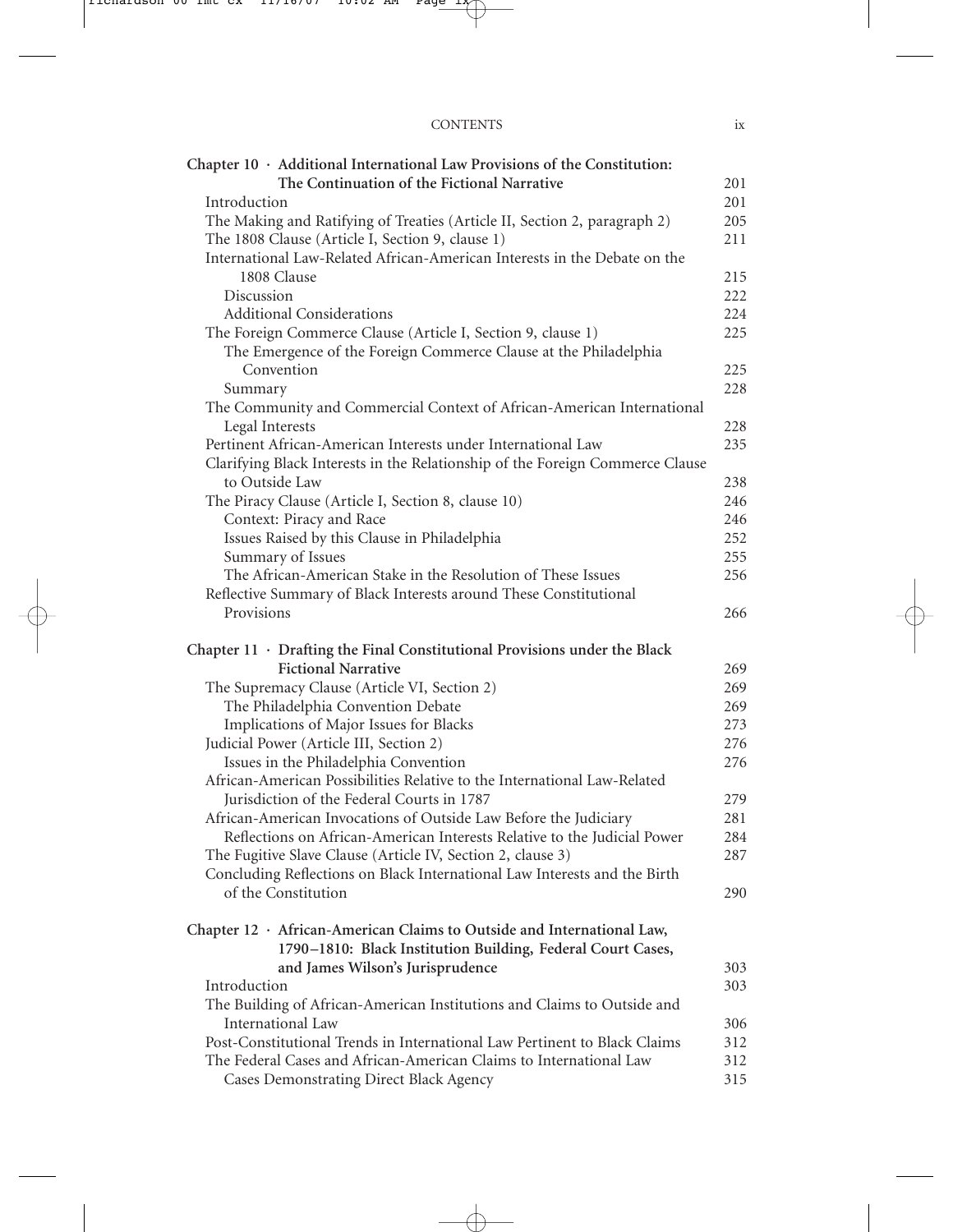**Chapter 10 · Additional International Law Provisions of the Constitution: The Continuation of the Fictional Narrative** 201

- Introduction 201
- The Making and Ratifying of Treaties (Article II, Section 2, paragraph 2) 205
- The 1808 Clause (Article I, Section 9, clause 1) 211
- International Law-Related African-American Interests in the Debate on the 1808 Clause 215
  - Discussion 222
  - Additional Considerations 224
- The Foreign Commerce Clause (Article I, Section 9, clause 1) 225
  - The Emergence of the Foreign Commerce Clause at the Philadelphia Convention 225
  - Summary 228
- The Community and Commercial Context of African-American International Legal Interests 228
- Pertinent African-American Interests under International Law 235
- Clarifying Black Interests in the Relationship of the Foreign Commerce Clause to Outside Law 238
- The Piracy Clause (Article I, Section 8, clause 10) 246
  - Context: Piracy and Race 246
  - Issues Raised by this Clause in Philadelphia 252
  - Summary of Issues 255
  - The African-American Stake in the Resolution of These Issues 256
- Reflective Summary of Black Interests around These Constitutional Provisions 266

**Chapter 11 · Drafting the Final Constitutional Provisions under the Black Fictional Narrative** 269

- The Supremacy Clause (Article VI, Section 2) 269
  - The Philadelphia Convention Debate 269
  - Implications of Major Issues for Blacks 273
- Judicial Power (Article III, Section 2) 276
  - Issues in the Philadelphia Convention 276
- African-American Possibilities Relative to the International Law-Related Jurisdiction of the Federal Courts in 1787 279
- African-American Invocations of Outside Law Before the Judiciary 281
  - Reflections on African-American Interests Relative to the Judicial Power 284
- The Fugitive Slave Clause (Article IV, Section 2, clause 3) 287
- Concluding Reflections on Black International Law Interests and the Birth of the Constitution 290

**Chapter 12 · African-American Claims to Outside and International Law, 1790–1810: Black Institution Building, Federal Court Cases, and James Wilson's Jurisprudence** 303

- Introduction 303
- The Building of African-American Institutions and Claims to Outside and International Law 306
- Post-Constitutional Trends in International Law Pertinent to Black Claims 312
- The Federal Cases and African-American Claims to International Law 312
  - Cases Demonstrating Direct Black Agency 315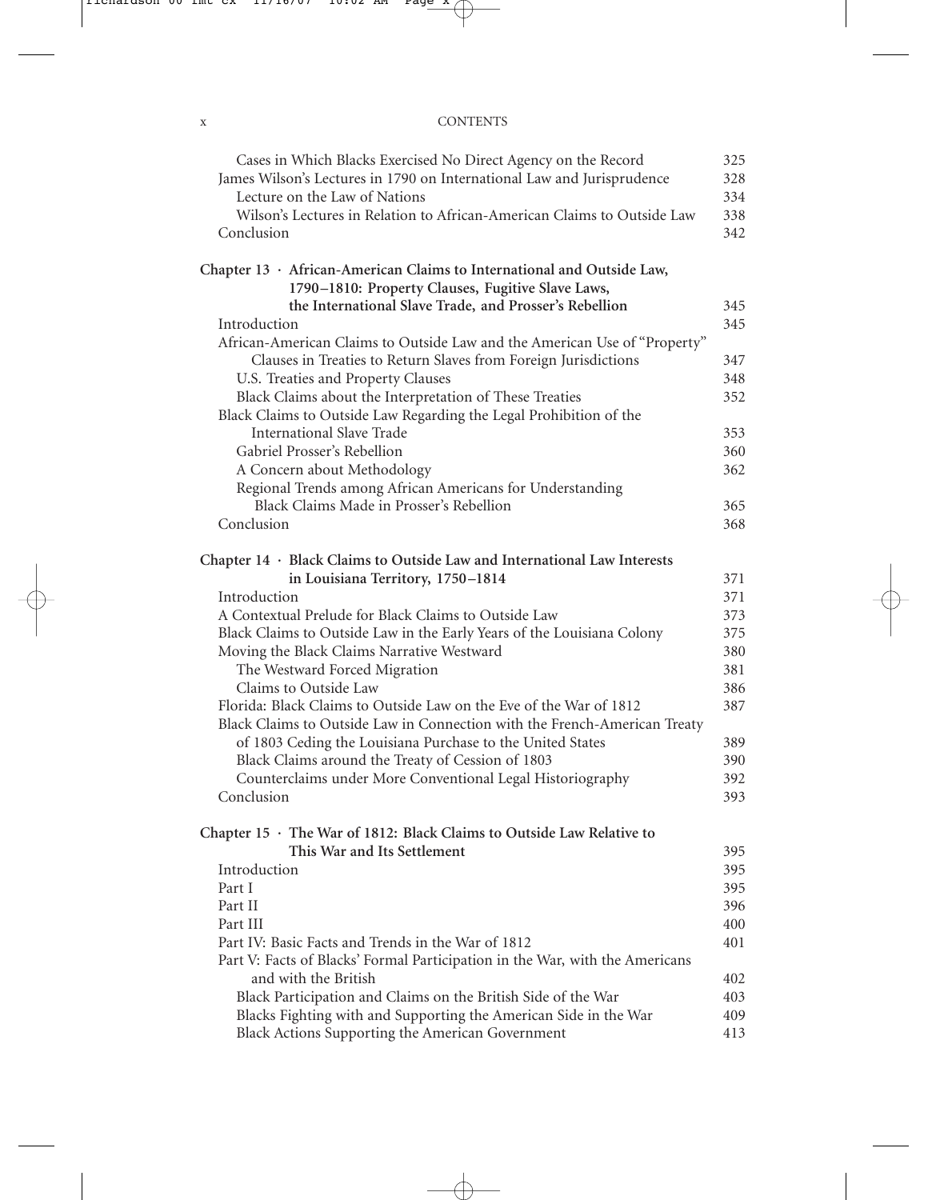Cases in Which Blacks Exercised No Direct Agency on the Record 325
James Wilson's Lectures in 1790 on International Law and Jurisprudence 328
Lecture on the Law of Nations 334
Wilson's Lectures in Relation to African-American Claims to Outside Law 338
Conclusion 342

**Chapter 13 · African-American Claims to International and Outside Law, 1790–1810: Property Clauses, Fugitive Slave Laws, the International Slave Trade, and Prosser's Rebellion** 345
Introduction 345
African-American Claims to Outside Law and the American Use of "Property" Clauses in Treaties to Return Slaves from Foreign Jurisdictions 347
U.S. Treaties and Property Clauses 348
Black Claims about the Interpretation of These Treaties 352
Black Claims to Outside Law Regarding the Legal Prohibition of the International Slave Trade 353
Gabriel Prosser's Rebellion 360
A Concern about Methodology 362
Regional Trends among African Americans for Understanding Black Claims Made in Prosser's Rebellion 365
Conclusion 368

**Chapter 14 · Black Claims to Outside Law and International Law Interests in Louisiana Territory, 1750–1814** 371
Introduction 371
A Contextual Prelude for Black Claims to Outside Law 373
Black Claims to Outside Law in the Early Years of the Louisiana Colony 375
Moving the Black Claims Narrative Westward 380
The Westward Forced Migration 381
Claims to Outside Law 386
Florida: Black Claims to Outside Law on the Eve of the War of 1812 387
Black Claims to Outside Law in Connection with the French-American Treaty of 1803 Ceding the Louisiana Purchase to the United States 389
Black Claims around the Treaty of Cession of 1803 390
Counterclaims under More Conventional Legal Historiography 392
Conclusion 393

**Chapter 15 · The War of 1812: Black Claims to Outside Law Relative to This War and Its Settlement** 395
Introduction 395
Part I 395
Part II 396
Part III 400
Part IV: Basic Facts and Trends in the War of 1812 401
Part V: Facts of Blacks' Formal Participation in the War, with the Americans and with the British 402
Black Participation and Claims on the British Side of the War 403
Blacks Fighting with and Supporting the American Side in the War 409
Black Actions Supporting the American Government 413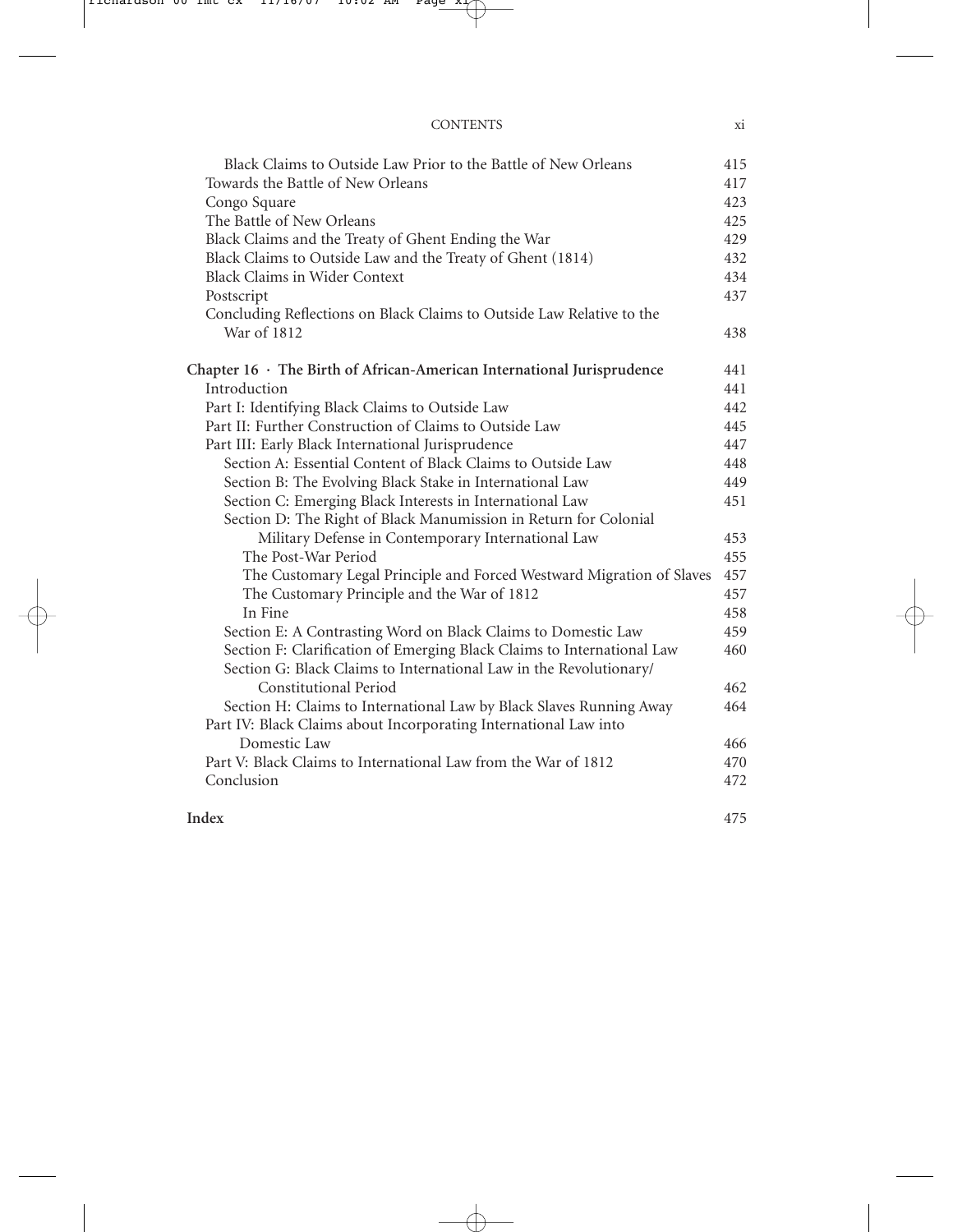Black Claims to Outside Law Prior to the Battle of New Orleans 415
Towards the Battle of New Orleans 417
Congo Square 423
The Battle of New Orleans 425
Black Claims and the Treaty of Ghent Ending the War 429
Black Claims to Outside Law and the Treaty of Ghent (1814) 432
Black Claims in Wider Context 434
Postscript 437
Concluding Reflections on Black Claims to Outside Law Relative to the War of 1812 438

**Chapter 16 · The Birth of African-American International Jurisprudence** 441

Introduction 441
Part I: Identifying Black Claims to Outside Law 442
Part II: Further Construction of Claims to Outside Law 445
Part III: Early Black International Jurisprudence 447
- Section A: Essential Content of Black Claims to Outside Law 448
- Section B: The Evolving Black Stake in International Law 449
- Section C: Emerging Black Interests in International Law 451
- Section D: The Right of Black Manumission in Return for Colonial Military Defense in Contemporary International Law 453
  - The Post-War Period 455
  - The Customary Legal Principle and Forced Westward Migration of Slaves 457
  - The Customary Principle and the War of 1812 457
  - In Fine 458
- Section E: A Contrasting Word on Black Claims to Domestic Law 459
- Section F: Clarification of Emerging Black Claims to International Law 460
- Section G: Black Claims to International Law in the Revolutionary/Constitutional Period 462
- Section H: Claims to International Law by Black Slaves Running Away 464

Part IV: Black Claims about Incorporating International Law into Domestic Law 466
Part V: Black Claims to International Law from the War of 1812 470
Conclusion 472

**Index** 475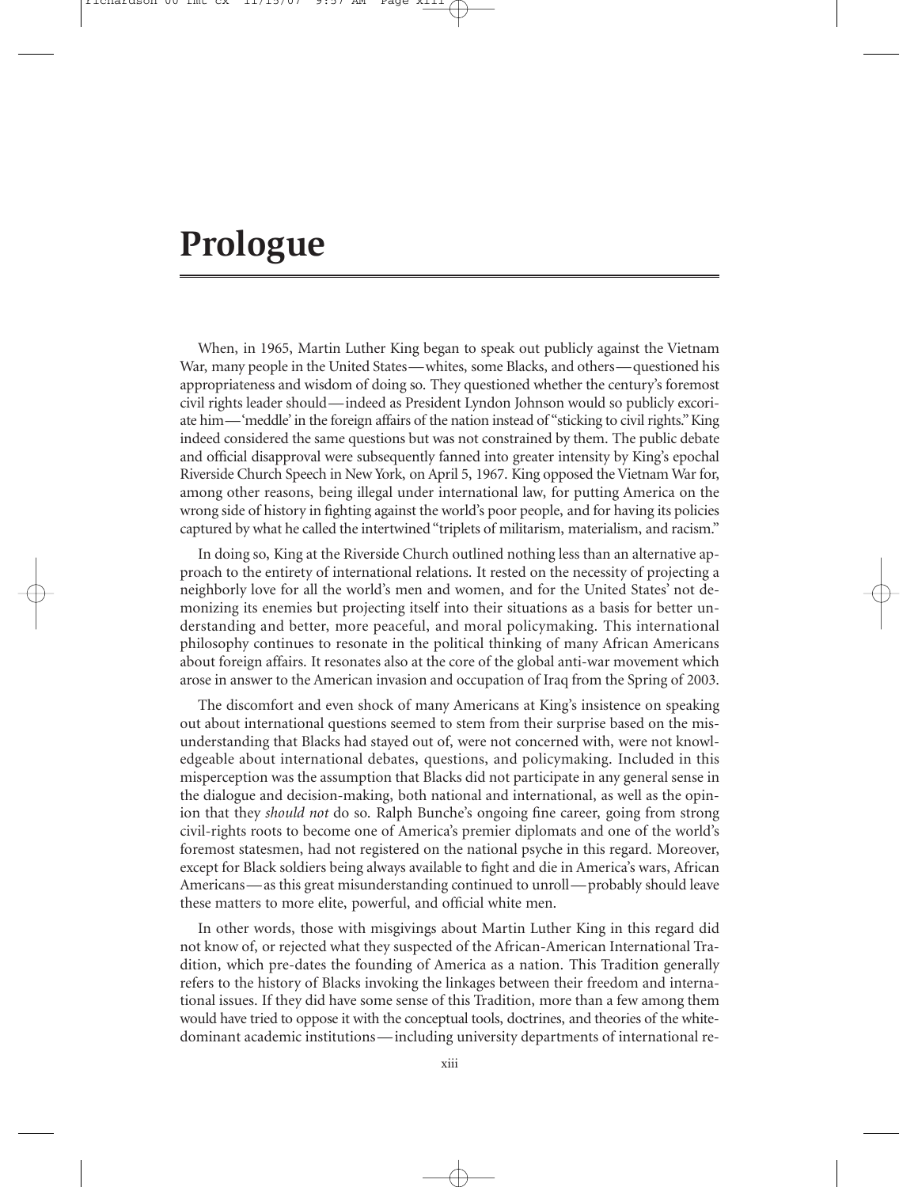# Prologue

When, in 1965, Martin Luther King began to speak out publicly against the Vietnam War, many people in the United States—whites, some Blacks, and others—questioned his appropriateness and wisdom of doing so. They questioned whether the century's foremost civil rights leader should—indeed as President Lyndon Johnson would so publicly excoriate him—'meddle' in the foreign affairs of the nation instead of "sticking to civil rights." King indeed considered the same questions but was not constrained by them. The public debate and official disapproval were subsequently fanned into greater intensity by King's epochal Riverside Church Speech in New York, on April 5, 1967. King opposed the Vietnam War for, among other reasons, being illegal under international law, for putting America on the wrong side of history in fighting against the world's poor people, and for having its policies captured by what he called the intertwined "triplets of militarism, materialism, and racism."

In doing so, King at the Riverside Church outlined nothing less than an alternative approach to the entirety of international relations. It rested on the necessity of projecting a neighborly love for all the world's men and women, and for the United States' not demonizing its enemies but projecting itself into their situations as a basis for better understanding and better, more peaceful, and moral policymaking. This international philosophy continues to resonate in the political thinking of many African Americans about foreign affairs. It resonates also at the core of the global anti-war movement which arose in answer to the American invasion and occupation of Iraq from the Spring of 2003.

The discomfort and even shock of many Americans at King's insistence on speaking out about international questions seemed to stem from their surprise based on the misunderstanding that Blacks had stayed out of, were not concerned with, were not knowledgeable about international debates, questions, and policymaking. Included in this misperception was the assumption that Blacks did not participate in any general sense in the dialogue and decision-making, both national and international, as well as the opinion that they *should not* do so. Ralph Bunche's ongoing fine career, going from strong civil-rights roots to become one of America's premier diplomats and one of the world's foremost statesmen, had not registered on the national psyche in this regard. Moreover, except for Black soldiers being always available to fight and die in America's wars, African Americans—as this great misunderstanding continued to unroll—probably should leave these matters to more elite, powerful, and official white men.

In other words, those with misgivings about Martin Luther King in this regard did not know of, or rejected what they suspected of the African-American International Tradition, which pre-dates the founding of America as a nation. This Tradition generally refers to the history of Blacks invoking the linkages between their freedom and international issues. If they did have some sense of this Tradition, more than a few among them would have tried to oppose it with the conceptual tools, doctrines, and theories of the white-dominant academic institutions—including university departments of international re-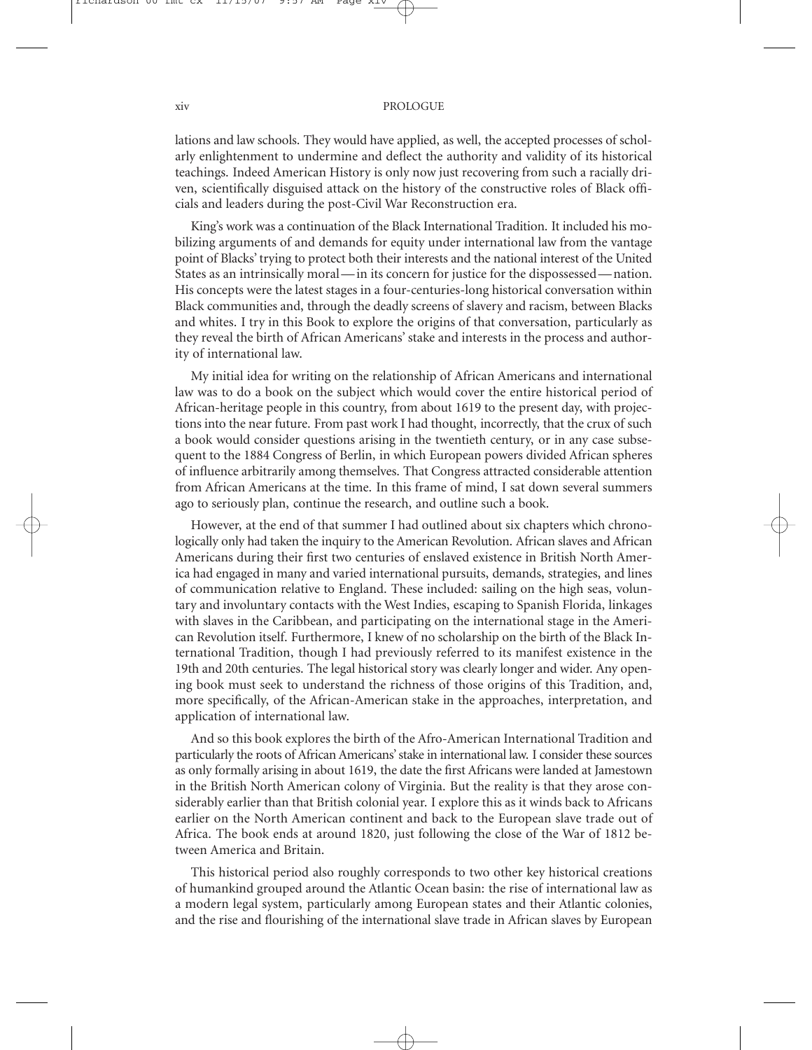lations and law schools. They would have applied, as well, the accepted processes of scholarly enlightenment to undermine and deflect the authority and validity of its historical teachings. Indeed American History is only now just recovering from such a racially driven, scientifically disguised attack on the history of the constructive roles of Black officials and leaders during the post-Civil War Reconstruction era.

King's work was a continuation of the Black International Tradition. It included his mobilizing arguments of and demands for equity under international law from the vantage point of Blacks' trying to protect both their interests and the national interest of the United States as an intrinsically moral—in its concern for justice for the dispossessed—nation. His concepts were the latest stages in a four-centuries-long historical conversation within Black communities and, through the deadly screens of slavery and racism, between Blacks and whites. I try in this Book to explore the origins of that conversation, particularly as they reveal the birth of African Americans' stake and interests in the process and authority of international law.

My initial idea for writing on the relationship of African Americans and international law was to do a book on the subject which would cover the entire historical period of African-heritage people in this country, from about 1619 to the present day, with projections into the near future. From past work I had thought, incorrectly, that the crux of such a book would consider questions arising in the twentieth century, or in any case subsequent to the 1884 Congress of Berlin, in which European powers divided African spheres of influence arbitrarily among themselves. That Congress attracted considerable attention from African Americans at the time. In this frame of mind, I sat down several summers ago to seriously plan, continue the research, and outline such a book.

However, at the end of that summer I had outlined about six chapters which chronologically only had taken the inquiry to the American Revolution. African slaves and African Americans during their first two centuries of enslaved existence in British North America had engaged in many and varied international pursuits, demands, strategies, and lines of communication relative to England. These included: sailing on the high seas, voluntary and involuntary contacts with the West Indies, escaping to Spanish Florida, linkages with slaves in the Caribbean, and participating on the international stage in the American Revolution itself. Furthermore, I knew of no scholarship on the birth of the Black International Tradition, though I had previously referred to its manifest existence in the 19th and 20th centuries. The legal historical story was clearly longer and wider. Any opening book must seek to understand the richness of those origins of this Tradition, and, more specifically, of the African-American stake in the approaches, interpretation, and application of international law.

And so this book explores the birth of the Afro-American International Tradition and particularly the roots of African Americans' stake in international law. I consider these sources as only formally arising in about 1619, the date the first Africans were landed at Jamestown in the British North American colony of Virginia. But the reality is that they arose considerably earlier than that British colonial year. I explore this as it winds back to Africans earlier on the North American continent and back to the European slave trade out of Africa. The book ends at around 1820, just following the close of the War of 1812 between America and Britain.

This historical period also roughly corresponds to two other key historical creations of humankind grouped around the Atlantic Ocean basin: the rise of international law as a modern legal system, particularly among European states and their Atlantic colonies, and the rise and flourishing of the international slave trade in African slaves by European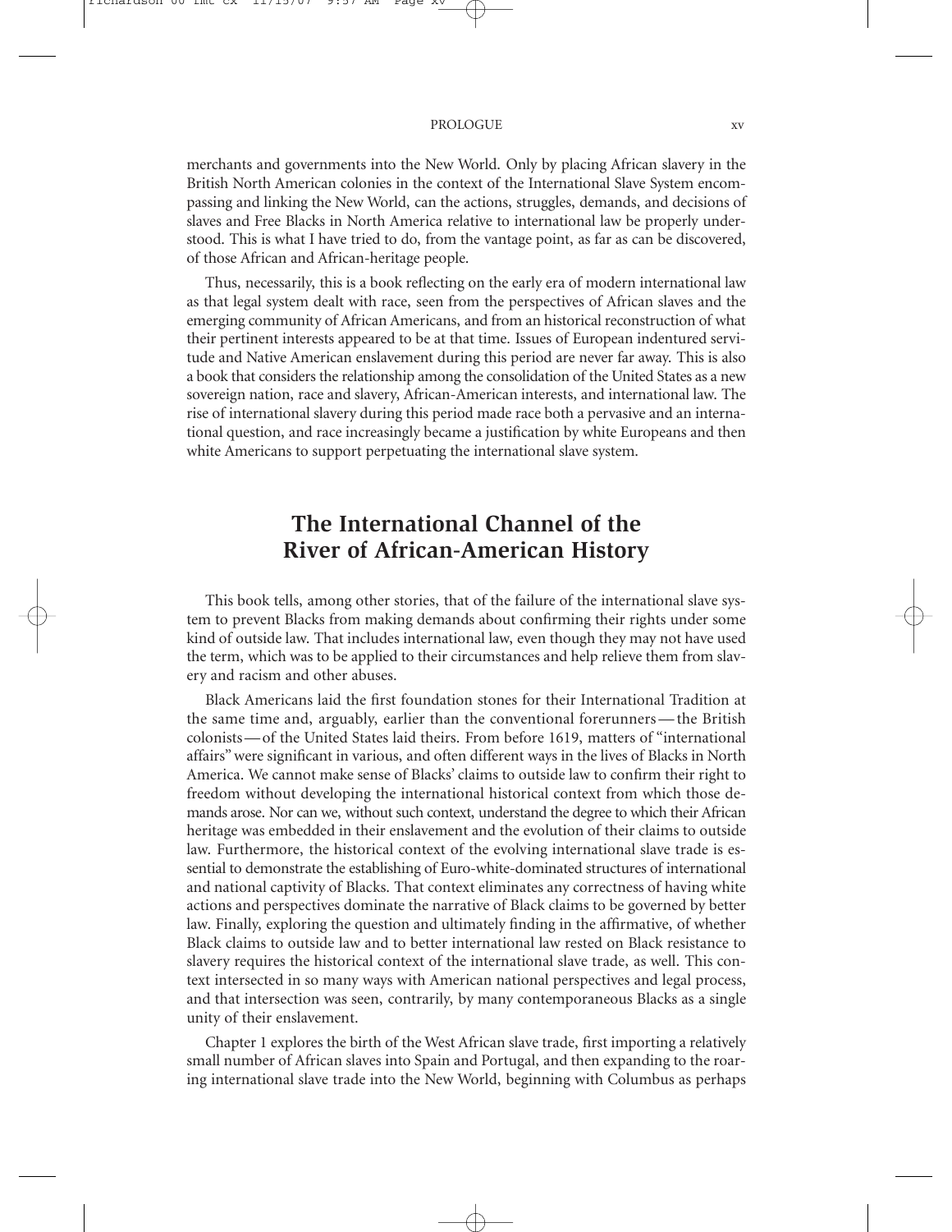merchants and governments into the New World. Only by placing African slavery in the British North American colonies in the context of the International Slave System encompassing and linking the New World, can the actions, struggles, demands, and decisions of slaves and Free Blacks in North America relative to international law be properly understood. This is what I have tried to do, from the vantage point, as far as can be discovered, of those African and African-heritage people.

Thus, necessarily, this is a book reflecting on the early era of modern international law as that legal system dealt with race, seen from the perspectives of African slaves and the emerging community of African Americans, and from an historical reconstruction of what their pertinent interests appeared to be at that time. Issues of European indentured servitude and Native American enslavement during this period are never far away. This is also a book that considers the relationship among the consolidation of the United States as a new sovereign nation, race and slavery, African-American interests, and international law. The rise of international slavery during this period made race both a pervasive and an international question, and race increasingly became a justification by white Europeans and then white Americans to support perpetuating the international slave system.

## The International Channel of the River of African-American History

This book tells, among other stories, that of the failure of the international slave system to prevent Blacks from making demands about confirming their rights under some kind of outside law. That includes international law, even though they may not have used the term, which was to be applied to their circumstances and help relieve them from slavery and racism and other abuses.

Black Americans laid the first foundation stones for their International Tradition at the same time and, arguably, earlier than the conventional forerunners—the British colonists—of the United States laid theirs. From before 1619, matters of "international affairs" were significant in various, and often different ways in the lives of Blacks in North America. We cannot make sense of Blacks' claims to outside law to confirm their right to freedom without developing the international historical context from which those demands arose. Nor can we, without such context, understand the degree to which their African heritage was embedded in their enslavement and the evolution of their claims to outside law. Furthermore, the historical context of the evolving international slave trade is essential to demonstrate the establishing of Euro-white-dominated structures of international and national captivity of Blacks. That context eliminates any correctness of having white actions and perspectives dominate the narrative of Black claims to be governed by better law. Finally, exploring the question and ultimately finding in the affirmative, of whether Black claims to outside law and to better international law rested on Black resistance to slavery requires the historical context of the international slave trade, as well. This context intersected in so many ways with American national perspectives and legal process, and that intersection was seen, contrarily, by many contemporaneous Blacks as a single unity of their enslavement.

Chapter 1 explores the birth of the West African slave trade, first importing a relatively small number of African slaves into Spain and Portugal, and then expanding to the roaring international slave trade into the New World, beginning with Columbus as perhaps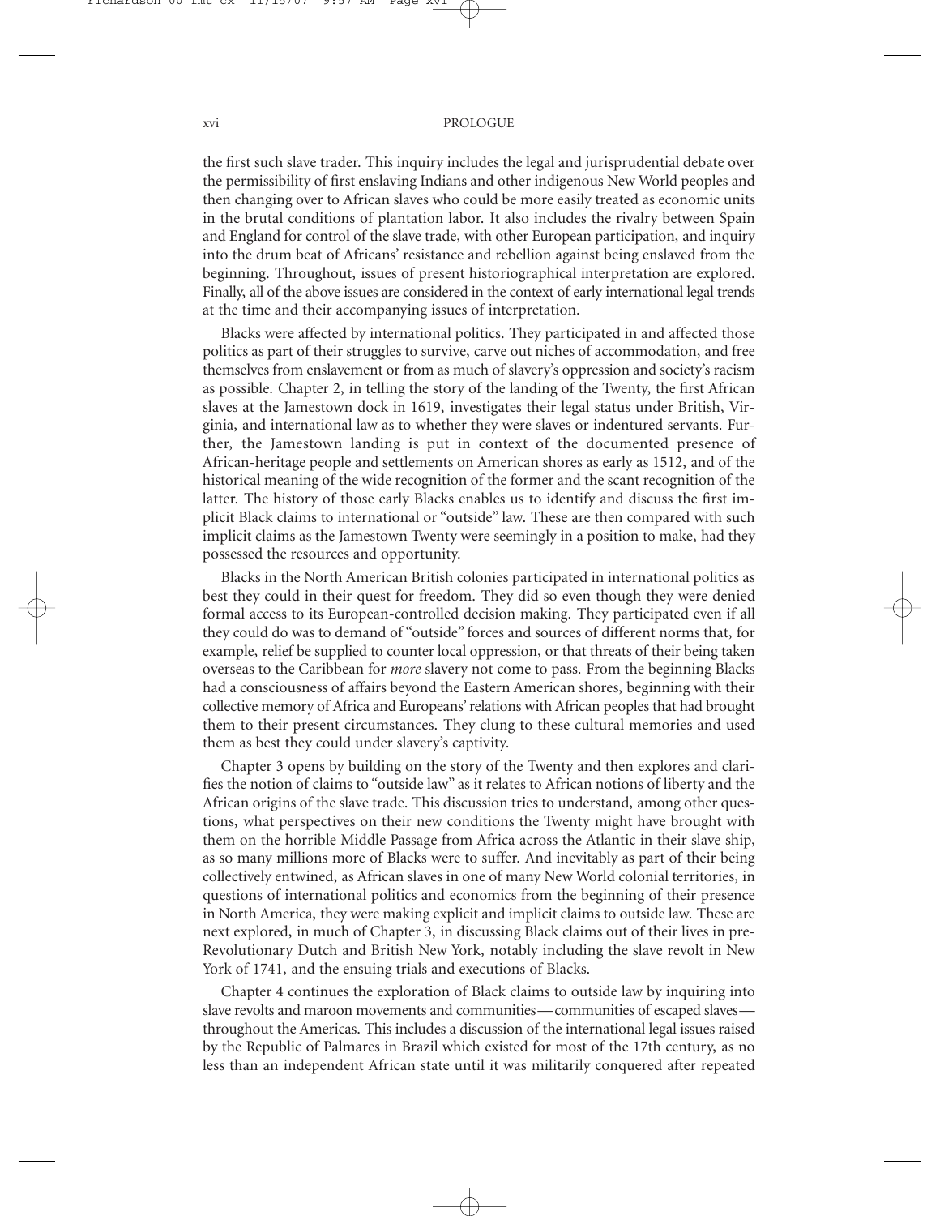the first such slave trader. This inquiry includes the legal and jurisprudential debate over the permissibility of first enslaving Indians and other indigenous New World peoples and then changing over to African slaves who could be more easily treated as economic units in the brutal conditions of plantation labor. It also includes the rivalry between Spain and England for control of the slave trade, with other European participation, and inquiry into the drum beat of Africans' resistance and rebellion against being enslaved from the beginning. Throughout, issues of present historiographical interpretation are explored. Finally, all of the above issues are considered in the context of early international legal trends at the time and their accompanying issues of interpretation.

Blacks were affected by international politics. They participated in and affected those politics as part of their struggles to survive, carve out niches of accommodation, and free themselves from enslavement or from as much of slavery's oppression and society's racism as possible. Chapter 2, in telling the story of the landing of the Twenty, the first African slaves at the Jamestown dock in 1619, investigates their legal status under British, Virginia, and international law as to whether they were slaves or indentured servants. Further, the Jamestown landing is put in context of the documented presence of African-heritage people and settlements on American shores as early as 1512, and of the historical meaning of the wide recognition of the former and the scant recognition of the latter. The history of those early Blacks enables us to identify and discuss the first implicit Black claims to international or "outside" law. These are then compared with such implicit claims as the Jamestown Twenty were seemingly in a position to make, had they possessed the resources and opportunity.

Blacks in the North American British colonies participated in international politics as best they could in their quest for freedom. They did so even though they were denied formal access to its European-controlled decision making. They participated even if all they could do was to demand of "outside" forces and sources of different norms that, for example, relief be supplied to counter local oppression, or that threats of their being taken overseas to the Caribbean for *more* slavery not come to pass. From the beginning Blacks had a consciousness of affairs beyond the Eastern American shores, beginning with their collective memory of Africa and Europeans' relations with African peoples that had brought them to their present circumstances. They clung to these cultural memories and used them as best they could under slavery's captivity.

Chapter 3 opens by building on the story of the Twenty and then explores and clarifies the notion of claims to "outside law" as it relates to African notions of liberty and the African origins of the slave trade. This discussion tries to understand, among other questions, what perspectives on their new conditions the Twenty might have brought with them on the horrible Middle Passage from Africa across the Atlantic in their slave ship, as so many millions more of Blacks were to suffer. And inevitably as part of their being collectively entwined, as African slaves in one of many New World colonial territories, in questions of international politics and economics from the beginning of their presence in North America, they were making explicit and implicit claims to outside law. These are next explored, in much of Chapter 3, in discussing Black claims out of their lives in pre-Revolutionary Dutch and British New York, notably including the slave revolt in New York of 1741, and the ensuing trials and executions of Blacks.

Chapter 4 continues the exploration of Black claims to outside law by inquiring into slave revolts and maroon movements and communities—communities of escaped slaves—throughout the Americas. This includes a discussion of the international legal issues raised by the Republic of Palmares in Brazil which existed for most of the 17th century, as no less than an independent African state until it was militarily conquered after repeated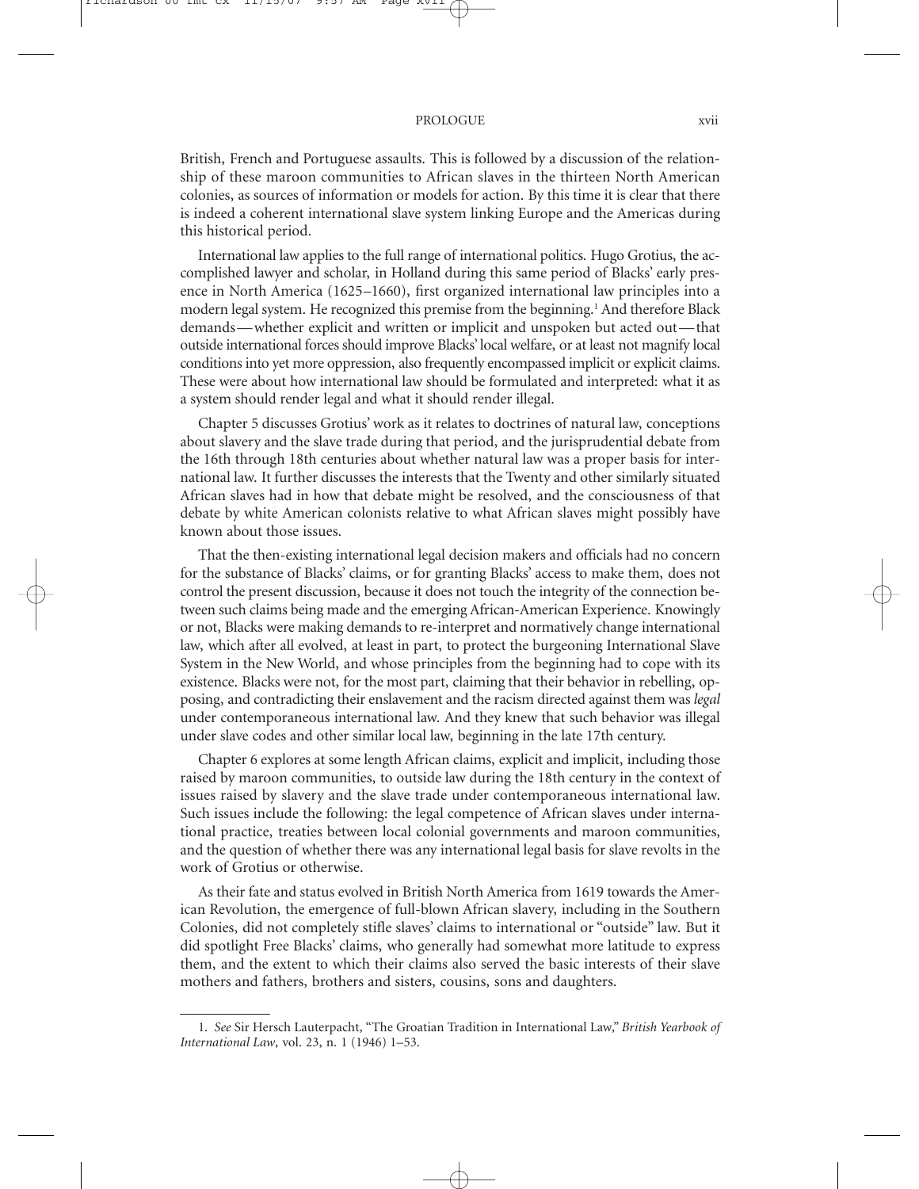British, French and Portuguese assaults. This is followed by a discussion of the relationship of these maroon communities to African slaves in the thirteen North American colonies, as sources of information or models for action. By this time it is clear that there is indeed a coherent international slave system linking Europe and the Americas during this historical period.

International law applies to the full range of international politics. Hugo Grotius, the accomplished lawyer and scholar, in Holland during this same period of Blacks' early presence in North America (1625–1660), first organized international law principles into a modern legal system. He recognized this premise from the beginning.[1] And therefore Black demands—whether explicit and written or implicit and unspoken but acted out—that outside international forces should improve Blacks' local welfare, or at least not magnify local conditions into yet more oppression, also frequently encompassed implicit or explicit claims. These were about how international law should be formulated and interpreted: what it as a system should render legal and what it should render illegal.

Chapter 5 discusses Grotius' work as it relates to doctrines of natural law, conceptions about slavery and the slave trade during that period, and the jurisprudential debate from the 16th through 18th centuries about whether natural law was a proper basis for international law. It further discusses the interests that the Twenty and other similarly situated African slaves had in how that debate might be resolved, and the consciousness of that debate by white American colonists relative to what African slaves might possibly have known about those issues.

That the then-existing international legal decision makers and officials had no concern for the substance of Blacks' claims, or for granting Blacks' access to make them, does not control the present discussion, because it does not touch the integrity of the connection between such claims being made and the emerging African-American Experience. Knowingly or not, Blacks were making demands to re-interpret and normatively change international law, which after all evolved, at least in part, to protect the burgeoning International Slave System in the New World, and whose principles from the beginning had to cope with its existence. Blacks were not, for the most part, claiming that their behavior in rebelling, opposing, and contradicting their enslavement and the racism directed against them was *legal* under contemporaneous international law. And they knew that such behavior was illegal under slave codes and other similar local law, beginning in the late 17th century.

Chapter 6 explores at some length African claims, explicit and implicit, including those raised by maroon communities, to outside law during the 18th century in the context of issues raised by slavery and the slave trade under contemporaneous international law. Such issues include the following: the legal competence of African slaves under international practice, treaties between local colonial governments and maroon communities, and the question of whether there was any international legal basis for slave revolts in the work of Grotius or otherwise.

As their fate and status evolved in British North America from 1619 towards the American Revolution, the emergence of full-blown African slavery, including in the Southern Colonies, did not completely stifle slaves' claims to international or "outside" law. But it did spotlight Free Blacks' claims, who generally had somewhat more latitude to express them, and the extent to which their claims also served the basic interests of their slave mothers and fathers, brothers and sisters, cousins, sons and daughters.

---

1. *See* Sir Hersch Lauterpacht, "The Groatian Tradition in International Law," *British Yearbook of International Law*, vol. 23, n. 1 (1946) 1–53.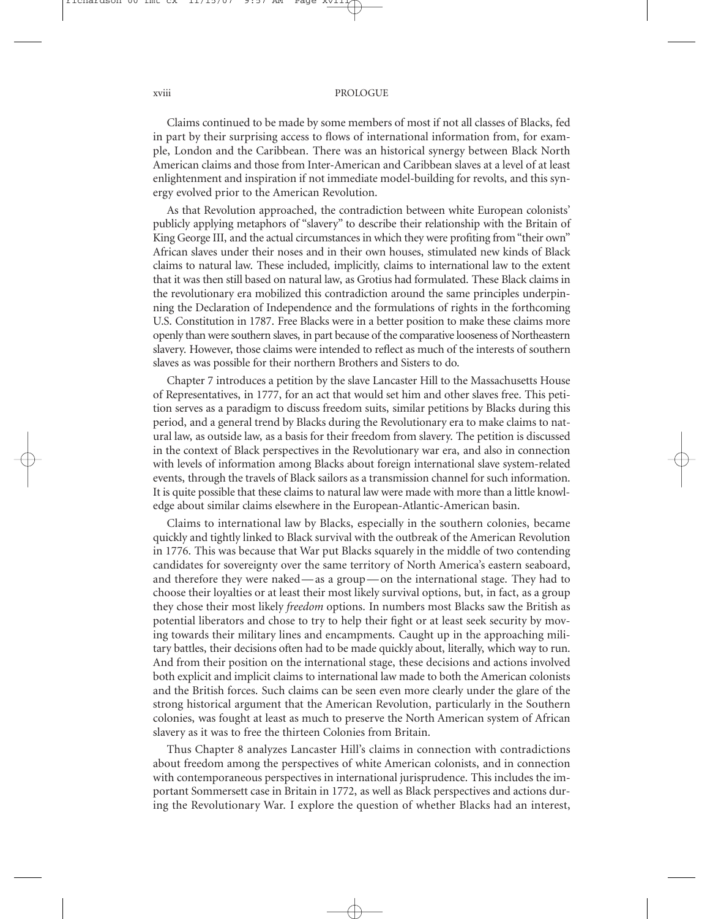Claims continued to be made by some members of most if not all classes of Blacks, fed in part by their surprising access to flows of international information from, for example, London and the Caribbean. There was an historical synergy between Black North American claims and those from Inter-American and Caribbean slaves at a level of at least enlightenment and inspiration if not immediate model-building for revolts, and this synergy evolved prior to the American Revolution.

As that Revolution approached, the contradiction between white European colonists' publicly applying metaphors of "slavery" to describe their relationship with the Britain of King George III, and the actual circumstances in which they were profiting from "their own" African slaves under their noses and in their own houses, stimulated new kinds of Black claims to natural law. These included, implicitly, claims to international law to the extent that it was then still based on natural law, as Grotius had formulated. These Black claims in the revolutionary era mobilized this contradiction around the same principles underpinning the Declaration of Independence and the formulations of rights in the forthcoming U.S. Constitution in 1787. Free Blacks were in a better position to make these claims more openly than were southern slaves, in part because of the comparative looseness of Northeastern slavery. However, those claims were intended to reflect as much of the interests of southern slaves as was possible for their northern Brothers and Sisters to do.

Chapter 7 introduces a petition by the slave Lancaster Hill to the Massachusetts House of Representatives, in 1777, for an act that would set him and other slaves free. This petition serves as a paradigm to discuss freedom suits, similar petitions by Blacks during this period, and a general trend by Blacks during the Revolutionary era to make claims to natural law, as outside law, as a basis for their freedom from slavery. The petition is discussed in the context of Black perspectives in the Revolutionary war era, and also in connection with levels of information among Blacks about foreign international slave system-related events, through the travels of Black sailors as a transmission channel for such information. It is quite possible that these claims to natural law were made with more than a little knowledge about similar claims elsewhere in the European-Atlantic-American basin.

Claims to international law by Blacks, especially in the southern colonies, became quickly and tightly linked to Black survival with the outbreak of the American Revolution in 1776. This was because that War put Blacks squarely in the middle of two contending candidates for sovereignty over the same territory of North America's eastern seaboard, and therefore they were naked—as a group—on the international stage. They had to choose their loyalties or at least their most likely survival options, but, in fact, as a group they chose their most likely *freedom* options. In numbers most Blacks saw the British as potential liberators and chose to try to help their fight or at least seek security by moving towards their military lines and encampments. Caught up in the approaching military battles, their decisions often had to be made quickly about, literally, which way to run. And from their position on the international stage, these decisions and actions involved both explicit and implicit claims to international law made to both the American colonists and the British forces. Such claims can be seen even more clearly under the glare of the strong historical argument that the American Revolution, particularly in the Southern colonies, was fought at least as much to preserve the North American system of African slavery as it was to free the thirteen Colonies from Britain.

Thus Chapter 8 analyzes Lancaster Hill's claims in connection with contradictions about freedom among the perspectives of white American colonists, and in connection with contemporaneous perspectives in international jurisprudence. This includes the important Sommersett case in Britain in 1772, as well as Black perspectives and actions during the Revolutionary War. I explore the question of whether Blacks had an interest,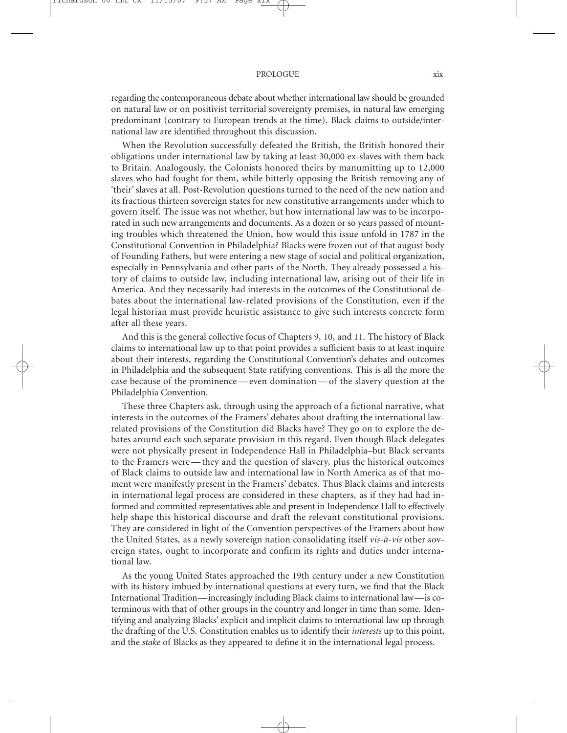regarding the contemporaneous debate about whether international law should be grounded on natural law or on positivist territorial sovereignty premises, in natural law emerging predominant (contrary to European trends at the time). Black claims to outside/international law are identified throughout this discussion.

When the Revolution successfully defeated the British, the British honored their obligations under international law by taking at least 30,000 ex-slaves with them back to Britain. Analogously, the Colonists honored theirs by manumitting up to 12,000 slaves who had fought for them, while bitterly opposing the British removing any of 'their' slaves at all. Post-Revolution questions turned to the need of the new nation and its fractious thirteen sovereign states for new constitutive arrangements under which to govern itself. The issue was not whether, but how international law was to be incorporated in such new arrangements and documents. As a dozen or so years passed of mounting troubles which threatened the Union, how would this issue unfold in 1787 in the Constitutional Convention in Philadelphia? Blacks were frozen out of that august body of Founding Fathers, but were entering a new stage of social and political organization, especially in Pennsylvania and other parts of the North. They already possessed a history of claims to outside law, including international law, arising out of their life in America. And they necessarily had interests in the outcomes of the Constitutional debates about the international law-related provisions of the Constitution, even if the legal historian must provide heuristic assistance to give such interests concrete form after all these years.

And this is the general collective focus of Chapters 9, 10, and 11. The history of Black claims to international law up to that point provides a sufficient basis to at least inquire about their interests, regarding the Constitutional Convention's debates and outcomes in Philadelphia and the subsequent State ratifying conventions. This is all the more the case because of the prominence — even domination — of the slavery question at the Philadelphia Convention.

These three Chapters ask, through using the approach of a fictional narrative, what interests in the outcomes of the Framers' debates about drafting the international law-related provisions of the Constitution did Blacks have? They go on to explore the debates around each such separate provision in this regard. Even though Black delegates were not physically present in Independence Hall in Philadelphia–but Black servants to the Framers were — they and the question of slavery, plus the historical outcomes of Black claims to outside law and international law in North America as of that moment were manifestly present in the Framers' debates. Thus Black claims and interests in international legal process are considered in these chapters, as if they had had informed and committed representatives able and present in Independence Hall to effectively help shape this historical discourse and draft the relevant constitutional provisions. They are considered in light of the Convention perspectives of the Framers about how the United States, as a newly sovereign nation consolidating itself *vis-à-vis* other sovereign states, ought to incorporate and confirm its rights and duties under international law.

As the young United States approached the 19th century under a new Constitution with its history imbued by international questions at every turn, we find that the Black International Tradition—increasingly including Black claims to international law—is coterminous with that of other groups in the country and longer in time than some. Identifying and analyzing Blacks' explicit and implicit claims to international law up through the drafting of the U.S. Constitution enables us to identify their *interests* up to this point, and the *stake* of Blacks as they appeared to define it in the international legal process.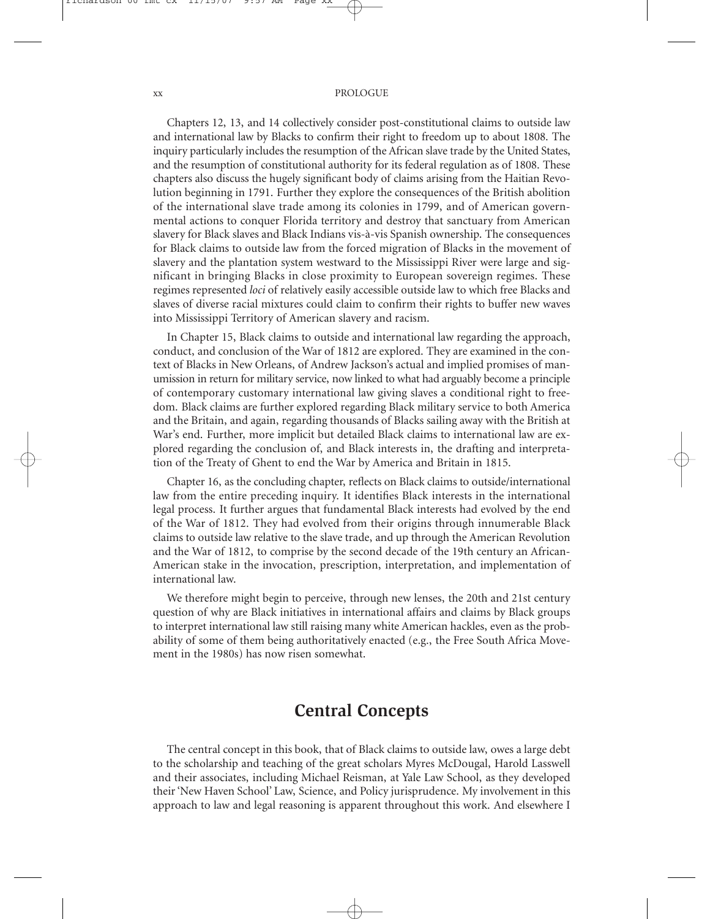Chapters 12, 13, and 14 collectively consider post-constitutional claims to outside law and international law by Blacks to confirm their right to freedom up to about 1808. The inquiry particularly includes the resumption of the African slave trade by the United States, and the resumption of constitutional authority for its federal regulation as of 1808. These chapters also discuss the hugely significant body of claims arising from the Haitian Revolution beginning in 1791. Further they explore the consequences of the British abolition of the international slave trade among its colonies in 1799, and of American governmental actions to conquer Florida territory and destroy that sanctuary from American slavery for Black slaves and Black Indians vis-à-vis Spanish ownership. The consequences for Black claims to outside law from the forced migration of Blacks in the movement of slavery and the plantation system westward to the Mississippi River were large and significant in bringing Blacks in close proximity to European sovereign regimes. These regimes represented *loci* of relatively easily accessible outside law to which free Blacks and slaves of diverse racial mixtures could claim to confirm their rights to buffer new waves into Mississippi Territory of American slavery and racism.

In Chapter 15, Black claims to outside and international law regarding the approach, conduct, and conclusion of the War of 1812 are explored. They are examined in the context of Blacks in New Orleans, of Andrew Jackson's actual and implied promises of manumission in return for military service, now linked to what had arguably become a principle of contemporary customary international law giving slaves a conditional right to freedom. Black claims are further explored regarding Black military service to both America and the Britain, and again, regarding thousands of Blacks sailing away with the British at War's end. Further, more implicit but detailed Black claims to international law are explored regarding the conclusion of, and Black interests in, the drafting and interpretation of the Treaty of Ghent to end the War by America and Britain in 1815.

Chapter 16, as the concluding chapter, reflects on Black claims to outside/international law from the entire preceding inquiry. It identifies Black interests in the international legal process. It further argues that fundamental Black interests had evolved by the end of the War of 1812. They had evolved from their origins through innumerable Black claims to outside law relative to the slave trade, and up through the American Revolution and the War of 1812, to comprise by the second decade of the 19th century an African-American stake in the invocation, prescription, interpretation, and implementation of international law.

We therefore might begin to perceive, through new lenses, the 20th and 21st century question of why are Black initiatives in international affairs and claims by Black groups to interpret international law still raising many white American hackles, even as the probability of some of them being authoritatively enacted (e.g., the Free South Africa Movement in the 1980s) has now risen somewhat.

## Central Concepts

The central concept in this book, that of Black claims to outside law, owes a large debt to the scholarship and teaching of the great scholars Myres McDougal, Harold Lasswell and their associates, including Michael Reisman, at Yale Law School, as they developed their 'New Haven School' Law, Science, and Policy jurisprudence. My involvement in this approach to law and legal reasoning is apparent throughout this work. And elsewhere I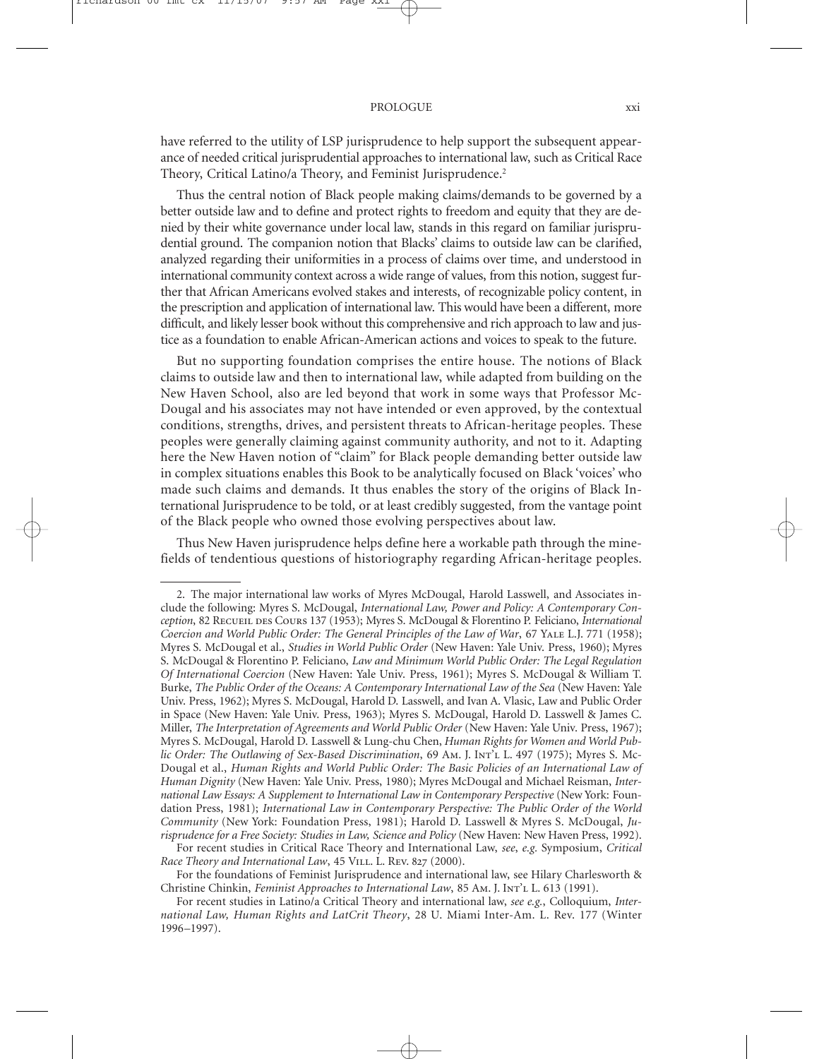have referred to the utility of LSP jurisprudence to help support the subsequent appearance of needed critical jurisprudential approaches to international law, such as Critical Race Theory, Critical Latino/a Theory, and Feminist Jurisprudence.[2]

Thus the central notion of Black people making claims/demands to be governed by a better outside law and to define and protect rights to freedom and equity that they are denied by their white governance under local law, stands in this regard on familiar jurisprudential ground. The companion notion that Blacks' claims to outside law can be clarified, analyzed regarding their uniformities in a process of claims over time, and understood in international community context across a wide range of values, from this notion, suggest further that African Americans evolved stakes and interests, of recognizable policy content, in the prescription and application of international law. This would have been a different, more difficult, and likely lesser book without this comprehensive and rich approach to law and justice as a foundation to enable African-American actions and voices to speak to the future.

But no supporting foundation comprises the entire house. The notions of Black claims to outside law and then to international law, while adapted from building on the New Haven School, also are led beyond that work in some ways that Professor McDougal and his associates may not have intended or even approved, by the contextual conditions, strengths, drives, and persistent threats to African-heritage peoples. These peoples were generally claiming against community authority, and not to it. Adapting here the New Haven notion of "claim" for Black people demanding better outside law in complex situations enables this Book to be analytically focused on Black 'voices' who made such claims and demands. It thus enables the story of the origins of Black International Jurisprudence to be told, or at least credibly suggested, from the vantage point of the Black people who owned those evolving perspectives about law.

Thus New Haven jurisprudence helps define here a workable path through the minefields of tendentious questions of historiography regarding African-heritage peoples.

---

2. The major international law works of Myres McDougal, Harold Lasswell, and Associates include the following: Myres S. McDougal, *International Law, Power and Policy: A Contemporary Conception*, 82 Recueil des Cours 137 (1953); Myres S. McDougal & Florentino P. Feliciano, *International Coercion and World Public Order: The General Principles of the Law of War*, 67 Yale L.J. 771 (1958); Myres S. McDougal et al., *Studies in World Public Order* (New Haven: Yale Univ. Press, 1960); Myres S. McDougal & Florentino P. Feliciano, *Law and Minimum World Public Order: The Legal Regulation Of International Coercion* (New Haven: Yale Univ. Press, 1961); Myres S. McDougal & William T. Burke, *The Public Order of the Oceans: A Contemporary International Law of the Sea* (New Haven: Yale Univ. Press, 1962); Myres S. McDougal, Harold D. Lasswell, and Ivan A. Vlasic, Law and Public Order in Space (New Haven: Yale Univ. Press, 1963); Myres S. McDougal, Harold D. Lasswell & James C. Miller, *The Interpretation of Agreements and World Public Order* (New Haven: Yale Univ. Press, 1967); Myres S. McDougal, Harold D. Lasswell & Lung-chu Chen, *Human Rights for Women and World Public Order: The Outlawing of Sex-Based Discrimination*, 69 Am. J. Int'l L. 497 (1975); Myres S. McDougal et al., *Human Rights and World Public Order: The Basic Policies of an International Law of Human Dignity* (New Haven: Yale Univ. Press, 1980); Myres McDougal and Michael Reisman, *International Law Essays: A Supplement to International Law in Contemporary Perspective* (New York: Foundation Press, 1981); *International Law in Contemporary Perspective: The Public Order of the World Community* (New York: Foundation Press, 1981); Harold D. Lasswell & Myres S. McDougal, *Jurisprudence for a Free Society: Studies in Law, Science and Policy* (New Haven: New Haven Press, 1992).

For recent studies in Critical Race Theory and International Law, *see*, *e.g.* Symposium, *Critical Race Theory and International Law*, 45 Vill. L. Rev. 827 (2000).

For the foundations of Feminist Jurisprudence and international law, see Hilary Charlesworth & Christine Chinkin, *Feminist Approaches to International Law*, 85 Am. J. Int'l L. 613 (1991).

For recent studies in Latino/a Critical Theory and international law, *see e.g.*, Colloquium, *International Law, Human Rights and LatCrit Theory*, 28 U. Miami Inter-Am. L. Rev. 177 (Winter 1996–1997).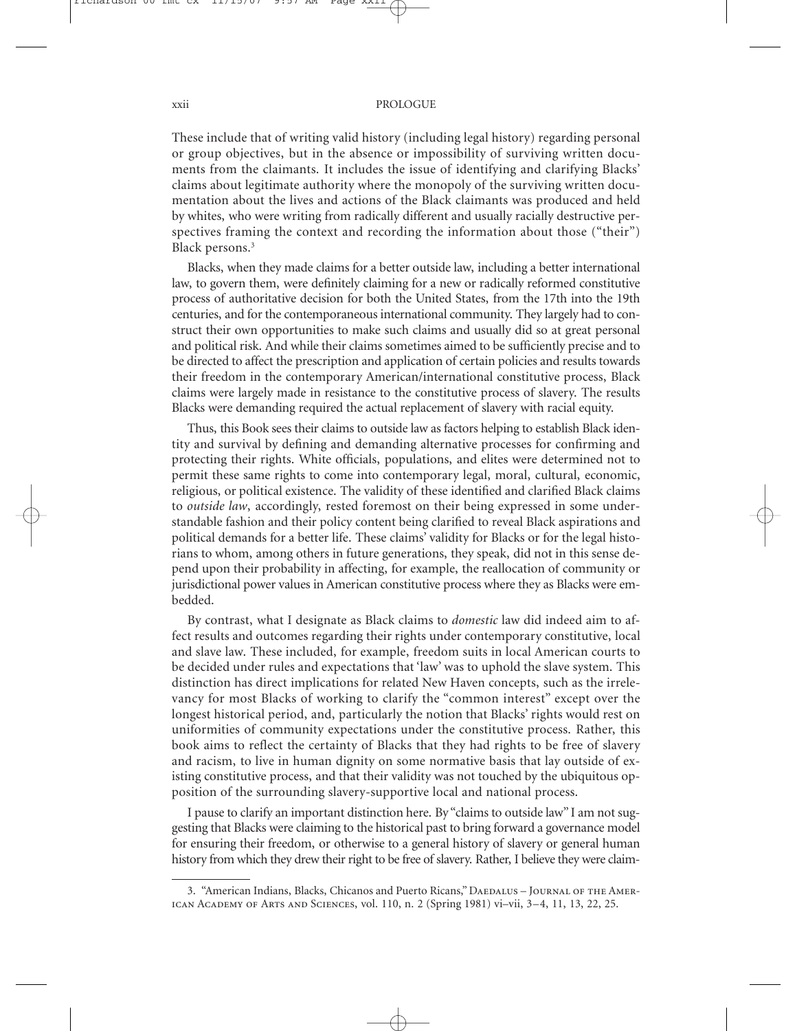These include that of writing valid history (including legal history) regarding personal or group objectives, but in the absence or impossibility of surviving written documents from the claimants. It includes the issue of identifying and clarifying Blacks' claims about legitimate authority where the monopoly of the surviving written documentation about the lives and actions of the Black claimants was produced and held by whites, who were writing from radically different and usually racially destructive perspectives framing the context and recording the information about those ("their") Black persons.[3]

Blacks, when they made claims for a better outside law, including a better international law, to govern them, were definitely claiming for a new or radically reformed constitutive process of authoritative decision for both the United States, from the 17th into the 19th centuries, and for the contemporaneous international community. They largely had to construct their own opportunities to make such claims and usually did so at great personal and political risk. And while their claims sometimes aimed to be sufficiently precise and to be directed to affect the prescription and application of certain policies and results towards their freedom in the contemporary American/international constitutive process, Black claims were largely made in resistance to the constitutive process of slavery. The results Blacks were demanding required the actual replacement of slavery with racial equity.

Thus, this Book sees their claims to outside law as factors helping to establish Black identity and survival by defining and demanding alternative processes for confirming and protecting their rights. White officials, populations, and elites were determined not to permit these same rights to come into contemporary legal, moral, cultural, economic, religious, or political existence. The validity of these identified and clarified Black claims to *outside law*, accordingly, rested foremost on their being expressed in some understandable fashion and their policy content being clarified to reveal Black aspirations and political demands for a better life. These claims' validity for Blacks or for the legal historians to whom, among others in future generations, they speak, did not in this sense depend upon their probability in affecting, for example, the reallocation of community or jurisdictional power values in American constitutive process where they as Blacks were embedded.

By contrast, what I designate as Black claims to *domestic* law did indeed aim to affect results and outcomes regarding their rights under contemporary constitutive, local and slave law. These included, for example, freedom suits in local American courts to be decided under rules and expectations that 'law' was to uphold the slave system. This distinction has direct implications for related New Haven concepts, such as the irrelevancy for most Blacks of working to clarify the "common interest" except over the longest historical period, and, particularly the notion that Blacks' rights would rest on uniformities of community expectations under the constitutive process. Rather, this book aims to reflect the certainty of Blacks that they had rights to be free of slavery and racism, to live in human dignity on some normative basis that lay outside of existing constitutive process, and that their validity was not touched by the ubiquitous opposition of the surrounding slavery-supportive local and national process.

I pause to clarify an important distinction here. By "claims to outside law" I am not suggesting that Blacks were claiming to the historical past to bring forward a governance model for ensuring their freedom, or otherwise to a general history of slavery or general human history from which they drew their right to be free of slavery. Rather, I believe they were claim-

---

3. "American Indians, Blacks, Chicanos and Puerto Ricans," Daedalus – Journal of the American Academy of Arts and Sciences, vol. 110, n. 2 (Spring 1981) vi–vii, 3–4, 11, 13, 22, 25.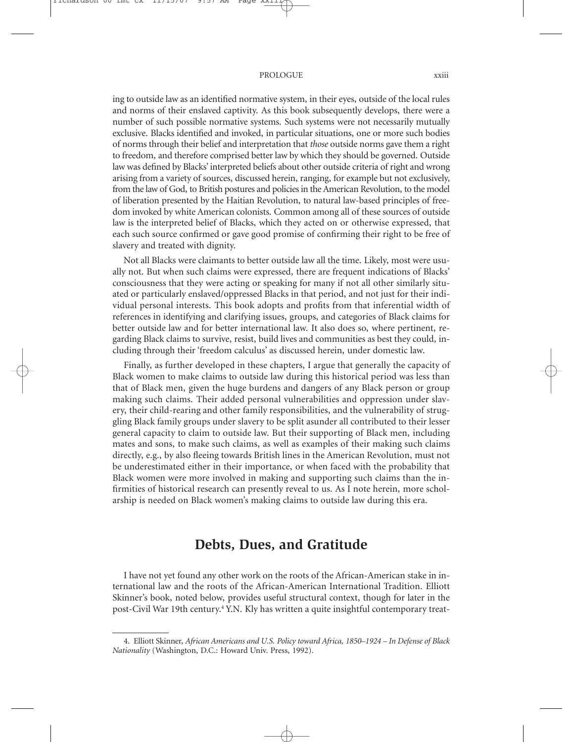ing to outside law as an identified normative system, in their eyes, outside of the local rules and norms of their enslaved captivity. As this book subsequently develops, there were a number of such possible normative systems. Such systems were not necessarily mutually exclusive. Blacks identified and invoked, in particular situations, one or more such bodies of norms through their belief and interpretation that *those* outside norms gave them a right to freedom, and therefore comprised better law by which they should be governed. Outside law was defined by Blacks' interpreted beliefs about other outside criteria of right and wrong arising from a variety of sources, discussed herein, ranging, for example but not exclusively, from the law of God, to British postures and policies in the American Revolution, to the model of liberation presented by the Haitian Revolution, to natural law-based principles of freedom invoked by white American colonists. Common among all of these sources of outside law is the interpreted belief of Blacks, which they acted on or otherwise expressed, that each such source confirmed or gave good promise of confirming their right to be free of slavery and treated with dignity.

Not all Blacks were claimants to better outside law all the time. Likely, most were usually not. But when such claims were expressed, there are frequent indications of Blacks' consciousness that they were acting or speaking for many if not all other similarly situated or particularly enslaved/oppressed Blacks in that period, and not just for their individual personal interests. This book adopts and profits from that inferential width of references in identifying and clarifying issues, groups, and categories of Black claims for better outside law and for better international law. It also does so, where pertinent, regarding Black claims to survive, resist, build lives and communities as best they could, including through their 'freedom calculus' as discussed herein, under domestic law.

Finally, as further developed in these chapters, I argue that generally the capacity of Black women to make claims to outside law during this historical period was less than that of Black men, given the huge burdens and dangers of any Black person or group making such claims. Their added personal vulnerabilities and oppression under slavery, their child-rearing and other family responsibilities, and the vulnerability of struggling Black family groups under slavery to be split asunder all contributed to their lesser general capacity to claim to outside law. But their supporting of Black men, including mates and sons, to make such claims, as well as examples of their making such claims directly, e.g., by also fleeing towards British lines in the American Revolution, must not be underestimated either in their importance, or when faced with the probability that Black women were more involved in making and supporting such claims than the infirmities of historical research can presently reveal to us. As I note herein, more scholarship is needed on Black women's making claims to outside law during this era.

## Debts, Dues, and Gratitude

I have not yet found any other work on the roots of the African-American stake in international law and the roots of the African-American International Tradition. Elliott Skinner's book, noted below, provides useful structural context, though for later in the post-Civil War 19th century.[4] Y.N. Kly has written a quite insightful contemporary treat-

4. Elliott Skinner, *African Americans and U.S. Policy toward Africa, 1850–1924 – In Defense of Black Nationality* (Washington, D.C.: Howard Univ. Press, 1992).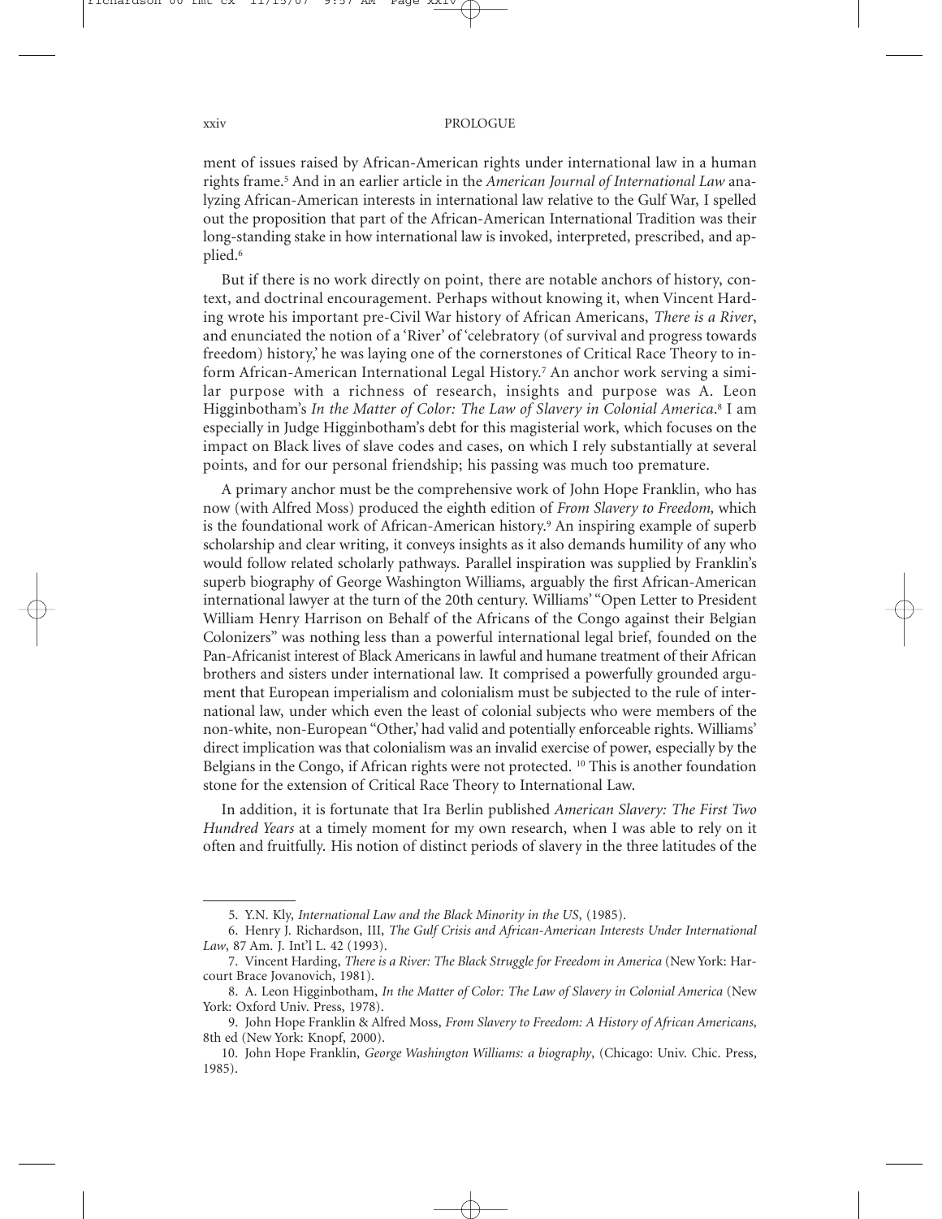ment of issues raised by African-American rights under international law in a human rights frame.[5] And in an earlier article in the *American Journal of International Law* analyzing African-American interests in international law relative to the Gulf War, I spelled out the proposition that part of the African-American International Tradition was their long-standing stake in how international law is invoked, interpreted, prescribed, and applied.[6]

But if there is no work directly on point, there are notable anchors of history, context, and doctrinal encouragement. Perhaps without knowing it, when Vincent Harding wrote his important pre-Civil War history of African Americans, *There is a River*, and enunciated the notion of a 'River' of 'celebratory (of survival and progress towards freedom) history,' he was laying one of the cornerstones of Critical Race Theory to inform African-American International Legal History.[7] An anchor work serving a similar purpose with a richness of research, insights and purpose was A. Leon Higginbotham's *In the Matter of Color: The Law of Slavery in Colonial America*.[8] I am especially in Judge Higginbotham's debt for this magisterial work, which focuses on the impact on Black lives of slave codes and cases, on which I rely substantially at several points, and for our personal friendship; his passing was much too premature.

A primary anchor must be the comprehensive work of John Hope Franklin, who has now (with Alfred Moss) produced the eighth edition of *From Slavery to Freedom,* which is the foundational work of African-American history.[9] An inspiring example of superb scholarship and clear writing, it conveys insights as it also demands humility of any who would follow related scholarly pathways. Parallel inspiration was supplied by Franklin's superb biography of George Washington Williams, arguably the first African-American international lawyer at the turn of the 20th century. Williams' "Open Letter to President William Henry Harrison on Behalf of the Africans of the Congo against their Belgian Colonizers" was nothing less than a powerful international legal brief, founded on the Pan-Africanist interest of Black Americans in lawful and humane treatment of their African brothers and sisters under international law. It comprised a powerfully grounded argument that European imperialism and colonialism must be subjected to the rule of international law, under which even the least of colonial subjects who were members of the non-white, non-European "Other,' had valid and potentially enforceable rights. Williams' direct implication was that colonialism was an invalid exercise of power, especially by the Belgians in the Congo, if African rights were not protected. [10] This is another foundation stone for the extension of Critical Race Theory to International Law.

In addition, it is fortunate that Ira Berlin published *American Slavery: The First Two Hundred Years* at a timely moment for my own research, when I was able to rely on it often and fruitfully. His notion of distinct periods of slavery in the three latitudes of the

---

5. Y.N. Kly, *International Law and the Black Minority in the US*, (1985).

6. Henry J. Richardson, III, *The Gulf Crisis and African-American Interests Under International Law*, 87 Am. J. Int'l L. 42 (1993).

7. Vincent Harding, *There is a River: The Black Struggle for Freedom in America* (New York: Harcourt Brace Jovanovich, 1981).

8. A. Leon Higginbotham, *In the Matter of Color: The Law of Slavery in Colonial America* (New York: Oxford Univ. Press, 1978).

9. John Hope Franklin & Alfred Moss, *From Slavery to Freedom: A History of African Americans*, 8th ed (New York: Knopf, 2000).

10. John Hope Franklin, *George Washington Williams: a biography*, (Chicago: Univ. Chic. Press, 1985).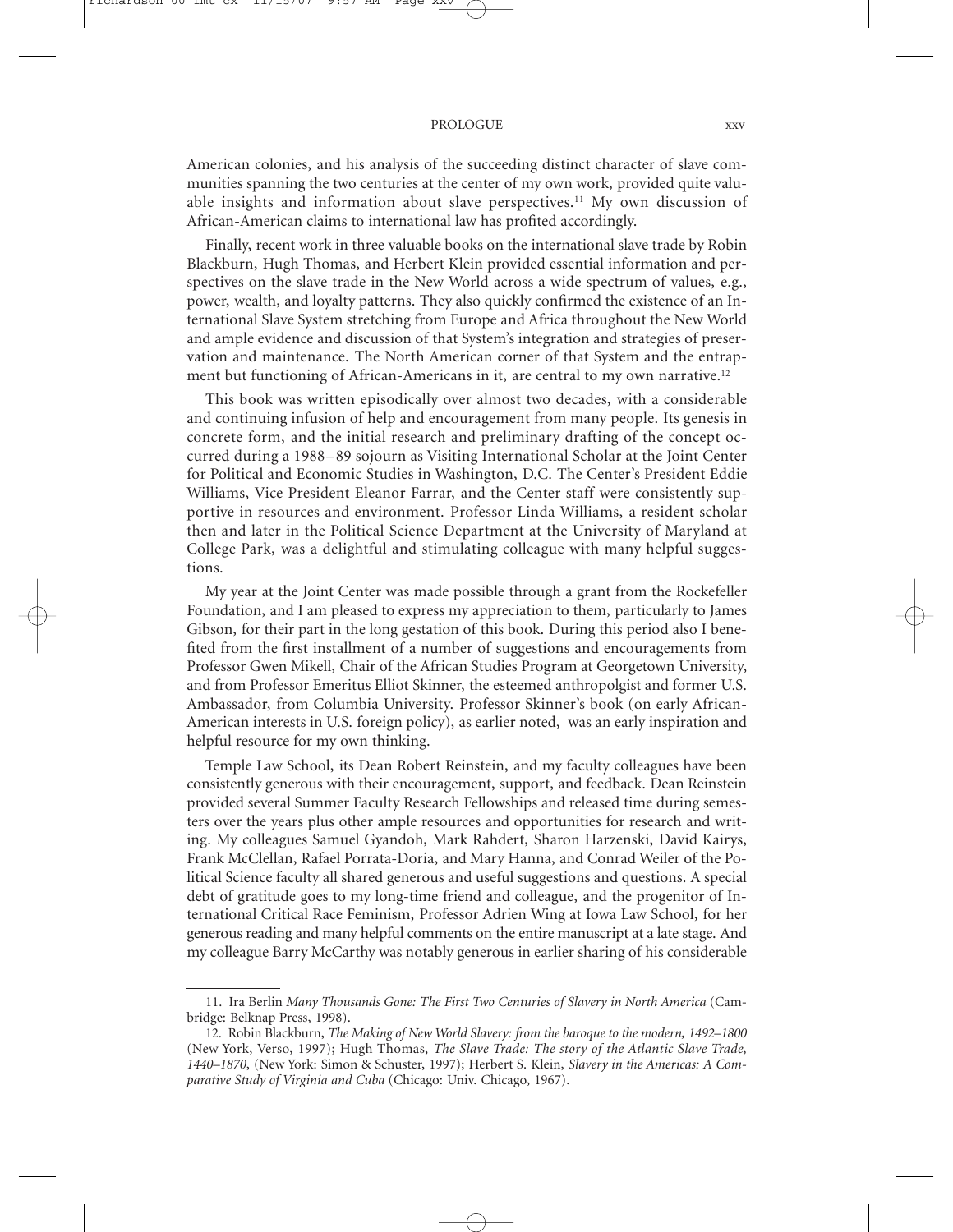American colonies, and his analysis of the succeeding distinct character of slave communities spanning the two centuries at the center of my own work, provided quite valuable insights and information about slave perspectives.[11] My own discussion of African-American claims to international law has profited accordingly.

Finally, recent work in three valuable books on the international slave trade by Robin Blackburn, Hugh Thomas, and Herbert Klein provided essential information and perspectives on the slave trade in the New World across a wide spectrum of values, e.g., power, wealth, and loyalty patterns. They also quickly confirmed the existence of an International Slave System stretching from Europe and Africa throughout the New World and ample evidence and discussion of that System's integration and strategies of preservation and maintenance. The North American corner of that System and the entrapment but functioning of African-Americans in it, are central to my own narrative.[12]

This book was written episodically over almost two decades, with a considerable and continuing infusion of help and encouragement from many people. Its genesis in concrete form, and the initial research and preliminary drafting of the concept occurred during a 1988–89 sojourn as Visiting International Scholar at the Joint Center for Political and Economic Studies in Washington, D.C. The Center's President Eddie Williams, Vice President Eleanor Farrar, and the Center staff were consistently supportive in resources and environment. Professor Linda Williams, a resident scholar then and later in the Political Science Department at the University of Maryland at College Park, was a delightful and stimulating colleague with many helpful suggestions.

My year at the Joint Center was made possible through a grant from the Rockefeller Foundation, and I am pleased to express my appreciation to them, particularly to James Gibson, for their part in the long gestation of this book. During this period also I benefited from the first installment of a number of suggestions and encouragements from Professor Gwen Mikell, Chair of the African Studies Program at Georgetown University, and from Professor Emeritus Elliot Skinner, the esteemed anthropolgist and former U.S. Ambassador, from Columbia University. Professor Skinner's book (on early African-American interests in U.S. foreign policy), as earlier noted, was an early inspiration and helpful resource for my own thinking.

Temple Law School, its Dean Robert Reinstein, and my faculty colleagues have been consistently generous with their encouragement, support, and feedback. Dean Reinstein provided several Summer Faculty Research Fellowships and released time during semesters over the years plus other ample resources and opportunities for research and writing. My colleagues Samuel Gyandoh, Mark Rahdert, Sharon Harzenski, David Kairys, Frank McClellan, Rafael Porrata-Doria, and Mary Hanna, and Conrad Weiler of the Political Science faculty all shared generous and useful suggestions and questions. A special debt of gratitude goes to my long-time friend and colleague, and the progenitor of International Critical Race Feminism, Professor Adrien Wing at Iowa Law School, for her generous reading and many helpful comments on the entire manuscript at a late stage. And my colleague Barry McCarthy was notably generous in earlier sharing of his considerable

---

11. Ira Berlin *Many Thousands Gone: The First Two Centuries of Slavery in North America* (Cambridge: Belknap Press, 1998).

12. Robin Blackburn, *The Making of New World Slavery: from the baroque to the modern, 1492–1800* (New York, Verso, 1997); Hugh Thomas, *The Slave Trade: The story of the Atlantic Slave Trade, 1440–1870*, (New York: Simon & Schuster, 1997); Herbert S. Klein, *Slavery in the Americas: A Comparative Study of Virginia and Cuba* (Chicago: Univ. Chicago, 1967).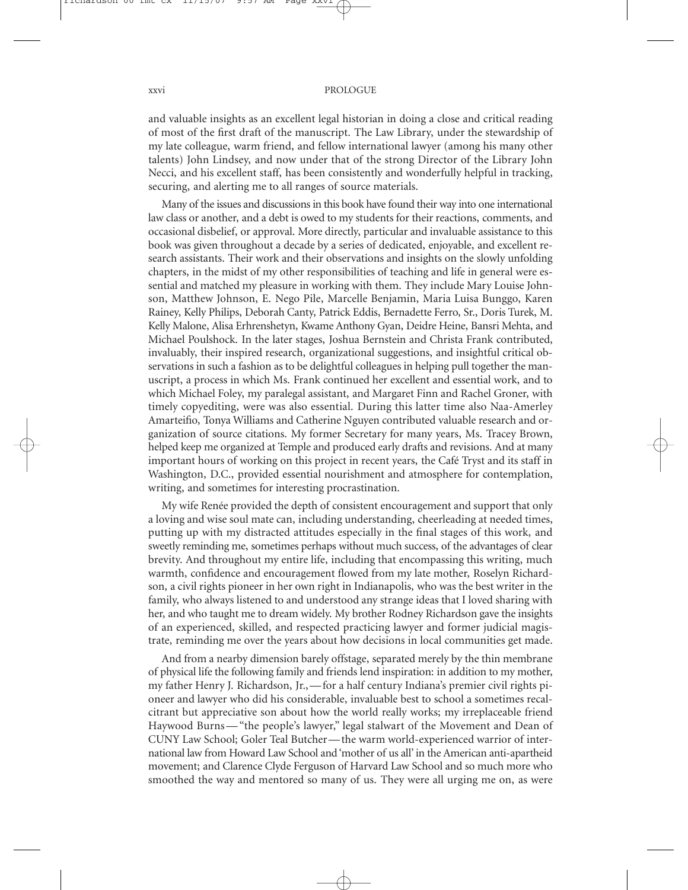and valuable insights as an excellent legal historian in doing a close and critical reading of most of the first draft of the manuscript. The Law Library, under the stewardship of my late colleague, warm friend, and fellow international lawyer (among his many other talents) John Lindsey, and now under that of the strong Director of the Library John Necci, and his excellent staff, has been consistently and wonderfully helpful in tracking, securing, and alerting me to all ranges of source materials.

Many of the issues and discussions in this book have found their way into one international law class or another, and a debt is owed to my students for their reactions, comments, and occasional disbelief, or approval. More directly, particular and invaluable assistance to this book was given throughout a decade by a series of dedicated, enjoyable, and excellent research assistants. Their work and their observations and insights on the slowly unfolding chapters, in the midst of my other responsibilities of teaching and life in general were essential and matched my pleasure in working with them. They include Mary Louise Johnson, Matthew Johnson, E. Nego Pile, Marcelle Benjamin, Maria Luisa Bunggo, Karen Rainey, Kelly Philips, Deborah Canty, Patrick Eddis, Bernadette Ferro, Sr., Doris Turek, M. Kelly Malone, Alisa Erhrenshetyn, Kwame Anthony Gyan, Deidre Heine, Bansri Mehta, and Michael Poulshock. In the later stages, Joshua Bernstein and Christa Frank contributed, invaluably, their inspired research, organizational suggestions, and insightful critical observations in such a fashion as to be delightful colleagues in helping pull together the manuscript, a process in which Ms. Frank continued her excellent and essential work, and to which Michael Foley, my paralegal assistant, and Margaret Finn and Rachel Groner, with timely copyediting, were was also essential. During this latter time also Naa-Amerley Amarteifio, Tonya Williams and Catherine Nguyen contributed valuable research and organization of source citations. My former Secretary for many years, Ms. Tracey Brown, helped keep me organized at Temple and produced early drafts and revisions. And at many important hours of working on this project in recent years, the Café Tryst and its staff in Washington, D.C., provided essential nourishment and atmosphere for contemplation, writing, and sometimes for interesting procrastination.

My wife Renée provided the depth of consistent encouragement and support that only a loving and wise soul mate can, including understanding, cheerleading at needed times, putting up with my distracted attitudes especially in the final stages of this work, and sweetly reminding me, sometimes perhaps without much success, of the advantages of clear brevity. And throughout my entire life, including that encompassing this writing, much warmth, confidence and encouragement flowed from my late mother, Roselyn Richardson, a civil rights pioneer in her own right in Indianapolis, who was the best writer in the family, who always listened to and understood any strange ideas that I loved sharing with her, and who taught me to dream widely. My brother Rodney Richardson gave the insights of an experienced, skilled, and respected practicing lawyer and former judicial magistrate, reminding me over the years about how decisions in local communities get made.

And from a nearby dimension barely offstage, separated merely by the thin membrane of physical life the following family and friends lend inspiration: in addition to my mother, my father Henry J. Richardson, Jr.,—for a half century Indiana's premier civil rights pioneer and lawyer who did his considerable, invaluable best to school a sometimes recalcitrant but appreciative son about how the world really works; my irreplaceable friend Haywood Burns—"the people's lawyer," legal stalwart of the Movement and Dean of CUNY Law School; Goler Teal Butcher—the warm world-experienced warrior of international law from Howard Law School and 'mother of us all' in the American anti-apartheid movement; and Clarence Clyde Ferguson of Harvard Law School and so much more who smoothed the way and mentored so many of us. They were all urging me on, as were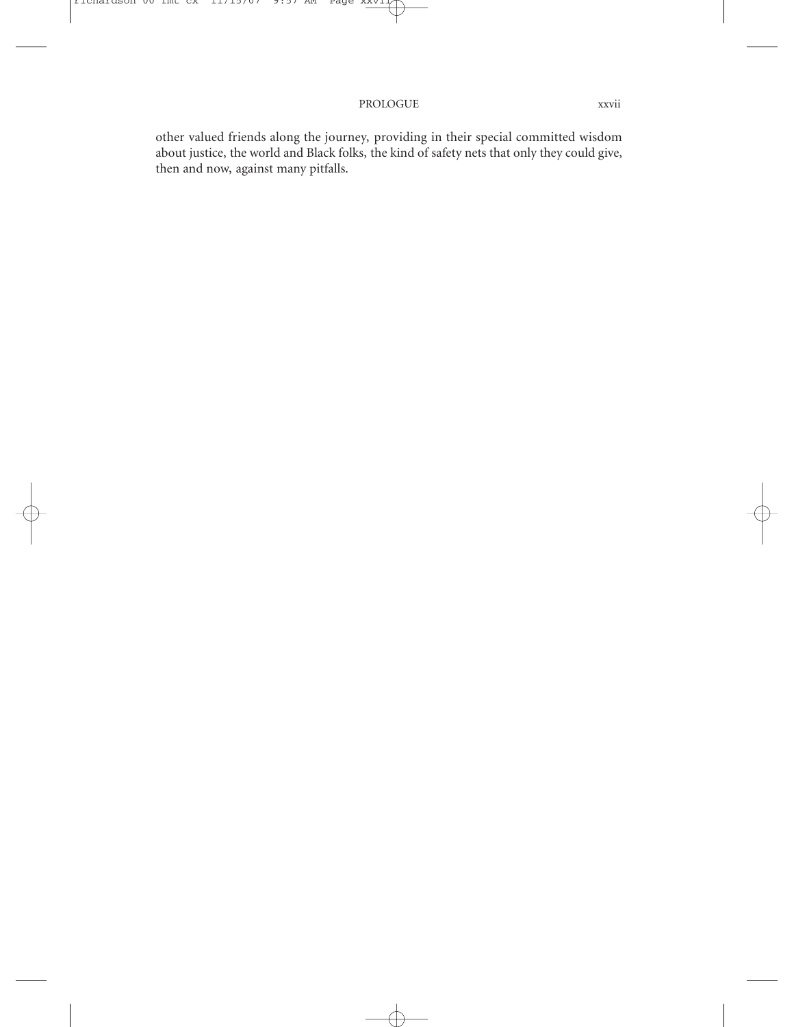other valued friends along the journey, providing in their special committed wisdom about justice, the world and Black folks, the kind of safety nets that only they could give, then and now, against many pitfalls.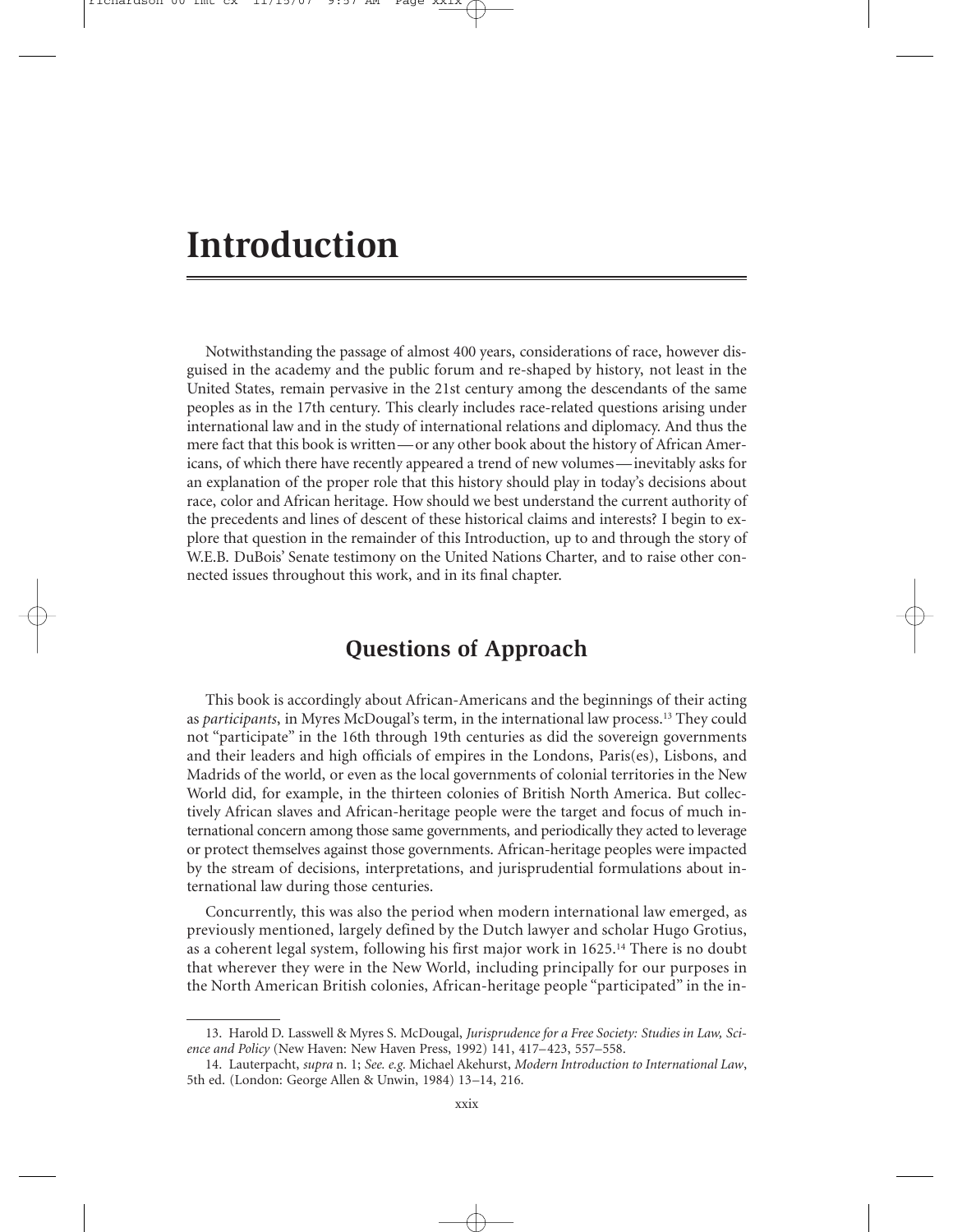# Introduction

Notwithstanding the passage of almost 400 years, considerations of race, however disguised in the academy and the public forum and re-shaped by history, not least in the United States, remain pervasive in the 21st century among the descendants of the same peoples as in the 17th century. This clearly includes race-related questions arising under international law and in the study of international relations and diplomacy. And thus the mere fact that this book is written—or any other book about the history of African Americans, of which there have recently appeared a trend of new volumes—inevitably asks for an explanation of the proper role that this history should play in today's decisions about race, color and African heritage. How should we best understand the current authority of the precedents and lines of descent of these historical claims and interests? I begin to explore that question in the remainder of this Introduction, up to and through the story of W.E.B. DuBois' Senate testimony on the United Nations Charter, and to raise other connected issues throughout this work, and in its final chapter.

## Questions of Approach

This book is accordingly about African-Americans and the beginnings of their acting as *participants*, in Myres McDougal's term, in the international law process.[13] They could not "participate" in the 16th through 19th centuries as did the sovereign governments and their leaders and high officials of empires in the Londons, Paris(es), Lisbons, and Madrids of the world, or even as the local governments of colonial territories in the New World did, for example, in the thirteen colonies of British North America. But collectively African slaves and African-heritage people were the target and focus of much international concern among those same governments, and periodically they acted to leverage or protect themselves against those governments. African-heritage peoples were impacted by the stream of decisions, interpretations, and jurisprudential formulations about international law during those centuries.

Concurrently, this was also the period when modern international law emerged, as previously mentioned, largely defined by the Dutch lawyer and scholar Hugo Grotius, as a coherent legal system, following his first major work in 1625.[14] There is no doubt that wherever they were in the New World, including principally for our purposes in the North American British colonies, African-heritage people "participated" in the in-

13. Harold D. Lasswell & Myres S. McDougal, *Jurisprudence for a Free Society: Studies in Law, Science and Policy* (New Haven: New Haven Press, 1992) 141, 417–423, 557–558.

14. Lauterpacht, *supra* n. 1; *See. e.g.* Michael Akehurst, *Modern Introduction to International Law*, 5th ed. (London: George Allen & Unwin, 1984) 13–14, 216.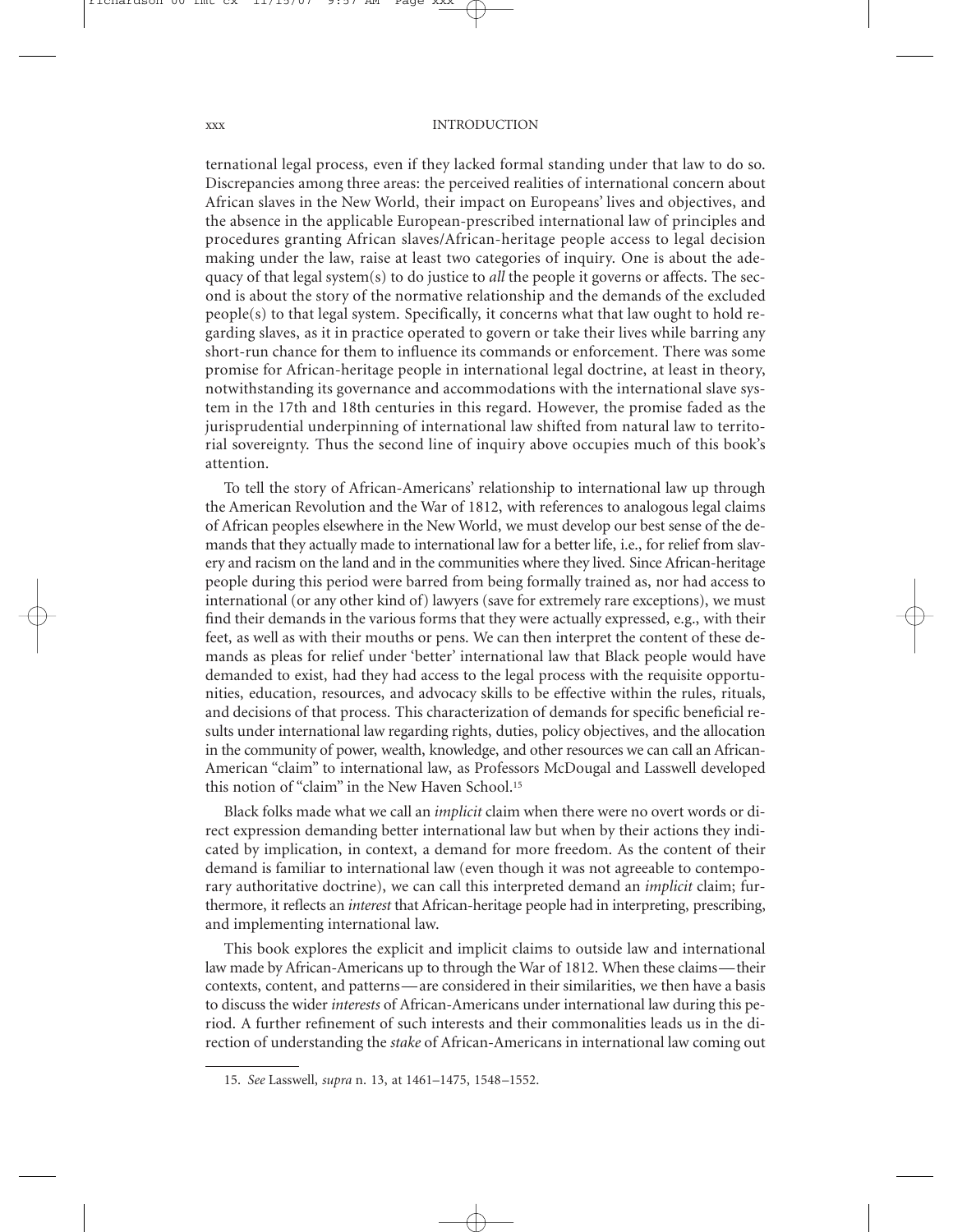ternational legal process, even if they lacked formal standing under that law to do so. Discrepancies among three areas: the perceived realities of international concern about African slaves in the New World, their impact on Europeans' lives and objectives, and the absence in the applicable European-prescribed international law of principles and procedures granting African slaves/African-heritage people access to legal decision making under the law, raise at least two categories of inquiry. One is about the adequacy of that legal system(s) to do justice to *all* the people it governs or affects. The second is about the story of the normative relationship and the demands of the excluded people(s) to that legal system. Specifically, it concerns what that law ought to hold regarding slaves, as it in practice operated to govern or take their lives while barring any short-run chance for them to influence its commands or enforcement. There was some promise for African-heritage people in international legal doctrine, at least in theory, notwithstanding its governance and accommodations with the international slave system in the 17th and 18th centuries in this regard. However, the promise faded as the jurisprudential underpinning of international law shifted from natural law to territorial sovereignty. Thus the second line of inquiry above occupies much of this book's attention.

To tell the story of African-Americans' relationship to international law up through the American Revolution and the War of 1812, with references to analogous legal claims of African peoples elsewhere in the New World, we must develop our best sense of the demands that they actually made to international law for a better life, i.e., for relief from slavery and racism on the land and in the communities where they lived. Since African-heritage people during this period were barred from being formally trained as, nor had access to international (or any other kind of) lawyers (save for extremely rare exceptions), we must find their demands in the various forms that they were actually expressed, e.g., with their feet, as well as with their mouths or pens. We can then interpret the content of these demands as pleas for relief under 'better' international law that Black people would have demanded to exist, had they had access to the legal process with the requisite opportunities, education, resources, and advocacy skills to be effective within the rules, rituals, and decisions of that process. This characterization of demands for specific beneficial results under international law regarding rights, duties, policy objectives, and the allocation in the community of power, wealth, knowledge, and other resources we can call an African-American "claim" to international law, as Professors McDougal and Lasswell developed this notion of "claim" in the New Haven School.[15]

Black folks made what we call an *implicit* claim when there were no overt words or direct expression demanding better international law but when by their actions they indicated by implication, in context, a demand for more freedom. As the content of their demand is familiar to international law (even though it was not agreeable to contemporary authoritative doctrine), we can call this interpreted demand an *implicit* claim; furthermore, it reflects an *interest* that African-heritage people had in interpreting, prescribing, and implementing international law.

This book explores the explicit and implicit claims to outside law and international law made by African-Americans up to through the War of 1812. When these claims—their contexts, content, and patterns—are considered in their similarities, we then have a basis to discuss the wider *interests* of African-Americans under international law during this period. A further refinement of such interests and their commonalities leads us in the direction of understanding the *stake* of African-Americans in international law coming out

15. *See* Lasswell, *supra* n. 13, at 1461–1475, 1548–1552.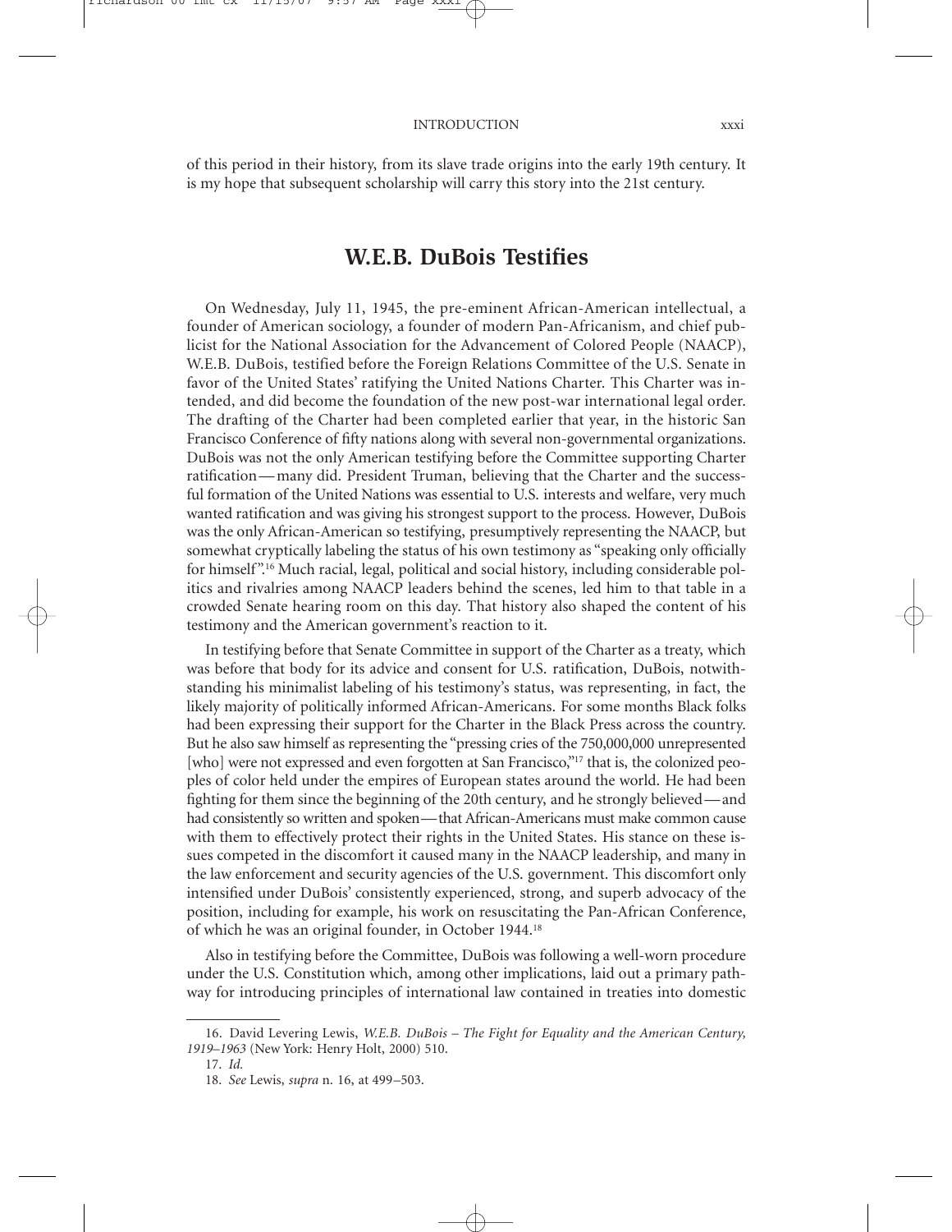of this period in their history, from its slave trade origins into the early 19th century. It is my hope that subsequent scholarship will carry this story into the 21st century.

## W.E.B. DuBois Testifies

On Wednesday, July 11, 1945, the pre-eminent African-American intellectual, a founder of American sociology, a founder of modern Pan-Africanism, and chief publicist for the National Association for the Advancement of Colored People (NAACP), W.E.B. DuBois, testified before the Foreign Relations Committee of the U.S. Senate in favor of the United States' ratifying the United Nations Charter. This Charter was intended, and did become the foundation of the new post-war international legal order. The drafting of the Charter had been completed earlier that year, in the historic San Francisco Conference of fifty nations along with several non-governmental organizations. DuBois was not the only American testifying before the Committee supporting Charter ratification—many did. President Truman, believing that the Charter and the successful formation of the United Nations was essential to U.S. interests and welfare, very much wanted ratification and was giving his strongest support to the process. However, DuBois was the only African-American so testifying, presumptively representing the NAACP, but somewhat cryptically labeling the status of his own testimony as "speaking only officially for himself".[16] Much racial, legal, political and social history, including considerable politics and rivalries among NAACP leaders behind the scenes, led him to that table in a crowded Senate hearing room on this day. That history also shaped the content of his testimony and the American government's reaction to it.

In testifying before that Senate Committee in support of the Charter as a treaty, which was before that body for its advice and consent for U.S. ratification, DuBois, notwithstanding his minimalist labeling of his testimony's status, was representing, in fact, the likely majority of politically informed African-Americans. For some months Black folks had been expressing their support for the Charter in the Black Press across the country. But he also saw himself as representing the "pressing cries of the 750,000,000 unrepresented [who] were not expressed and even forgotten at San Francisco,"[17] that is, the colonized peoples of color held under the empires of European states around the world. He had been fighting for them since the beginning of the 20th century, and he strongly believed—and had consistently so written and spoken—that African-Americans must make common cause with them to effectively protect their rights in the United States. His stance on these issues competed in the discomfort it caused many in the NAACP leadership, and many in the law enforcement and security agencies of the U.S. government. This discomfort only intensified under DuBois' consistently experienced, strong, and superb advocacy of the position, including for example, his work on resuscitating the Pan-African Conference, of which he was an original founder, in October 1944.[18]

Also in testifying before the Committee, DuBois was following a well-worn procedure under the U.S. Constitution which, among other implications, laid out a primary pathway for introducing principles of international law contained in treaties into domestic

---

16. David Levering Lewis, *W.E.B. DuBois – The Fight for Equality and the American Century, 1919–1963* (New York: Henry Holt, 2000) 510.

17. *Id.*

18. *See* Lewis, *supra* n. 16, at 499–503.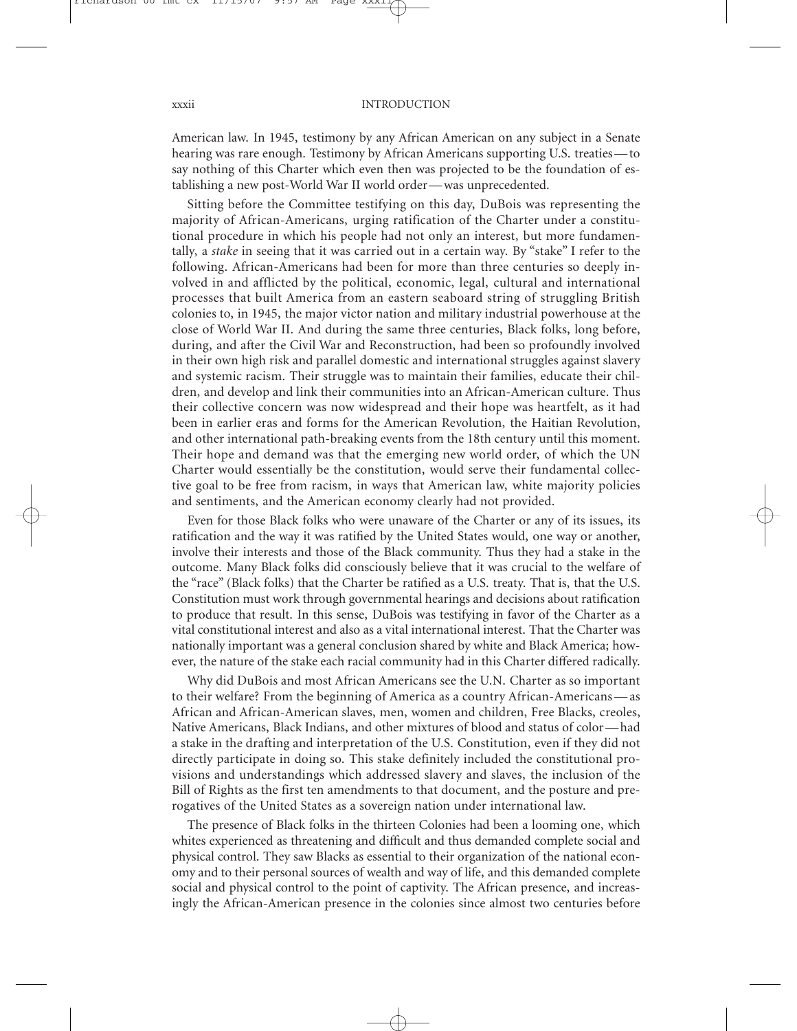American law. In 1945, testimony by any African American on any subject in a Senate hearing was rare enough. Testimony by African Americans supporting U.S. treaties—to say nothing of this Charter which even then was projected to be the foundation of establishing a new post-World War II world order—was unprecedented.

Sitting before the Committee testifying on this day, DuBois was representing the majority of African-Americans, urging ratification of the Charter under a constitutional procedure in which his people had not only an interest, but more fundamentally, a *stake* in seeing that it was carried out in a certain way. By "stake" I refer to the following. African-Americans had been for more than three centuries so deeply involved in and afflicted by the political, economic, legal, cultural and international processes that built America from an eastern seaboard string of struggling British colonies to, in 1945, the major victor nation and military industrial powerhouse at the close of World War II. And during the same three centuries, Black folks, long before, during, and after the Civil War and Reconstruction, had been so profoundly involved in their own high risk and parallel domestic and international struggles against slavery and systemic racism. Their struggle was to maintain their families, educate their children, and develop and link their communities into an African-American culture. Thus their collective concern was now widespread and their hope was heartfelt, as it had been in earlier eras and forms for the American Revolution, the Haitian Revolution, and other international path-breaking events from the 18th century until this moment. Their hope and demand was that the emerging new world order, of which the UN Charter would essentially be the constitution, would serve their fundamental collective goal to be free from racism, in ways that American law, white majority policies and sentiments, and the American economy clearly had not provided.

Even for those Black folks who were unaware of the Charter or any of its issues, its ratification and the way it was ratified by the United States would, one way or another, involve their interests and those of the Black community. Thus they had a stake in the outcome. Many Black folks did consciously believe that it was crucial to the welfare of the "race" (Black folks) that the Charter be ratified as a U.S. treaty. That is, that the U.S. Constitution must work through governmental hearings and decisions about ratification to produce that result. In this sense, DuBois was testifying in favor of the Charter as a vital constitutional interest and also as a vital international interest. That the Charter was nationally important was a general conclusion shared by white and Black America; however, the nature of the stake each racial community had in this Charter differed radically.

Why did DuBois and most African Americans see the U.N. Charter as so important to their welfare? From the beginning of America as a country African-Americans—as African and African-American slaves, men, women and children, Free Blacks, creoles, Native Americans, Black Indians, and other mixtures of blood and status of color—had a stake in the drafting and interpretation of the U.S. Constitution, even if they did not directly participate in doing so. This stake definitely included the constitutional provisions and understandings which addressed slavery and slaves, the inclusion of the Bill of Rights as the first ten amendments to that document, and the posture and prerogatives of the United States as a sovereign nation under international law.

The presence of Black folks in the thirteen Colonies had been a looming one, which whites experienced as threatening and difficult and thus demanded complete social and physical control. They saw Blacks as essential to their organization of the national economy and to their personal sources of wealth and way of life, and this demanded complete social and physical control to the point of captivity. The African presence, and increasingly the African-American presence in the colonies since almost two centuries before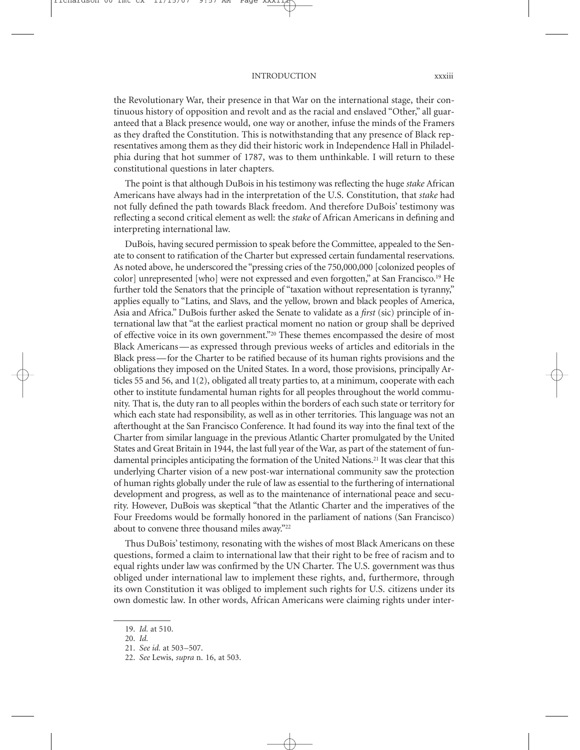the Revolutionary War, their presence in that War on the international stage, their continuous history of opposition and revolt and as the racial and enslaved "Other," all guaranteed that a Black presence would, one way or another, infuse the minds of the Framers as they drafted the Constitution. This is notwithstanding that any presence of Black representatives among them as they did their historic work in Independence Hall in Philadelphia during that hot summer of 1787, was to them unthinkable. I will return to these constitutional questions in later chapters.

The point is that although DuBois in his testimony was reflecting the huge *stake* African Americans have always had in the interpretation of the U.S. Constitution, that *stake* had not fully defined the path towards Black freedom. And therefore DuBois' testimony was reflecting a second critical element as well: the *stake* of African Americans in defining and interpreting international law.

DuBois, having secured permission to speak before the Committee, appealed to the Senate to consent to ratification of the Charter but expressed certain fundamental reservations. As noted above, he underscored the "pressing cries of the 750,000,000 [colonized peoples of color] unrepresented [who] were not expressed and even forgotten," at San Francisco.[19] He further told the Senators that the principle of "taxation without representation is tyranny," applies equally to "Latins, and Slavs, and the yellow, brown and black peoples of America, Asia and Africa." DuBois further asked the Senate to validate as a *first* (sic) principle of international law that "at the earliest practical moment no nation or group shall be deprived of effective voice in its own government."[20] These themes encompassed the desire of most Black Americans—as expressed through previous weeks of articles and editorials in the Black press—for the Charter to be ratified because of its human rights provisions and the obligations they imposed on the United States. In a word, those provisions, principally Articles 55 and 56, and 1(2), obligated all treaty parties to, at a minimum, cooperate with each other to institute fundamental human rights for all peoples throughout the world community. That is, the duty ran to all peoples within the borders of each such state or territory for which each state had responsibility, as well as in other territories. This language was not an afterthought at the San Francisco Conference. It had found its way into the final text of the Charter from similar language in the previous Atlantic Charter promulgated by the United States and Great Britain in 1944, the last full year of the War, as part of the statement of fundamental principles anticipating the formation of the United Nations.[21] It was clear that this underlying Charter vision of a new post-war international community saw the protection of human rights globally under the rule of law as essential to the furthering of international development and progress, as well as to the maintenance of international peace and security. However, DuBois was skeptical "that the Atlantic Charter and the imperatives of the Four Freedoms would be formally honored in the parliament of nations (San Francisco) about to convene three thousand miles away."[22]

Thus DuBois' testimony, resonating with the wishes of most Black Americans on these questions, formed a claim to international law that their right to be free of racism and to equal rights under law was confirmed by the UN Charter. The U.S. government was thus obliged under international law to implement these rights, and, furthermore, through its own Constitution it was obliged to implement such rights for U.S. citizens under its own domestic law. In other words, African Americans were claiming rights under inter-

---

19. *Id.* at 510.

20. *Id.*

21. *See id.* at 503–507.

22. *See* Lewis, *supra* n. 16, at 503.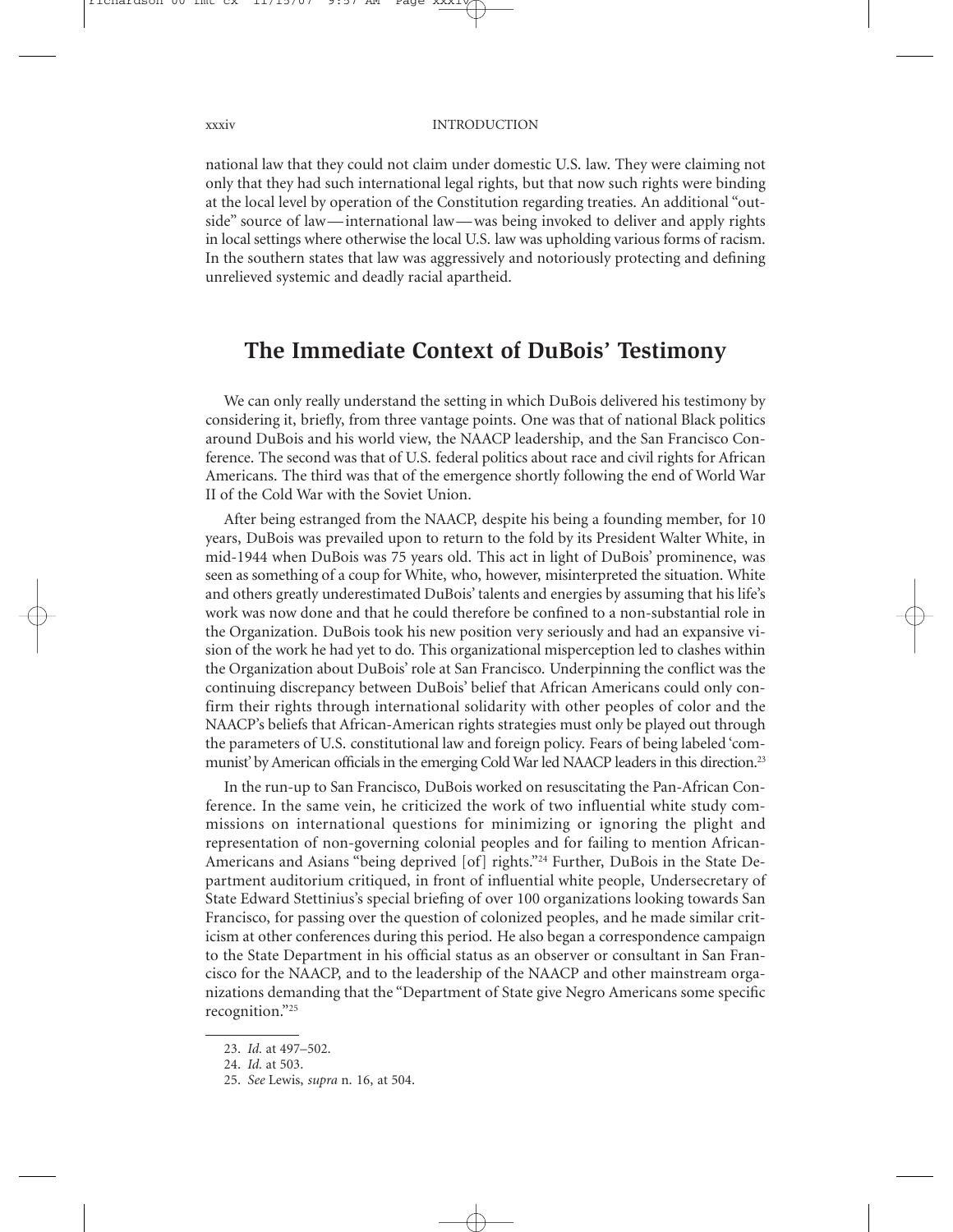national law that they could not claim under domestic U.S. law. They were claiming not only that they had such international legal rights, but that now such rights were binding at the local level by operation of the Constitution regarding treaties. An additional "outside" source of law—international law—was being invoked to deliver and apply rights in local settings where otherwise the local U.S. law was upholding various forms of racism. In the southern states that law was aggressively and notoriously protecting and defining unrelieved systemic and deadly racial apartheid.

## The Immediate Context of DuBois' Testimony

We can only really understand the setting in which DuBois delivered his testimony by considering it, briefly, from three vantage points. One was that of national Black politics around DuBois and his world view, the NAACP leadership, and the San Francisco Conference. The second was that of U.S. federal politics about race and civil rights for African Americans. The third was that of the emergence shortly following the end of World War II of the Cold War with the Soviet Union.

After being estranged from the NAACP, despite his being a founding member, for 10 years, DuBois was prevailed upon to return to the fold by its President Walter White, in mid-1944 when DuBois was 75 years old. This act in light of DuBois' prominence, was seen as something of a coup for White, who, however, misinterpreted the situation. White and others greatly underestimated DuBois' talents and energies by assuming that his life's work was now done and that he could therefore be confined to a non-substantial role in the Organization. DuBois took his new position very seriously and had an expansive vision of the work he had yet to do. This organizational misperception led to clashes within the Organization about DuBois' role at San Francisco. Underpinning the conflict was the continuing discrepancy between DuBois' belief that African Americans could only confirm their rights through international solidarity with other peoples of color and the NAACP's beliefs that African-American rights strategies must only be played out through the parameters of U.S. constitutional law and foreign policy. Fears of being labeled 'communist' by American officials in the emerging Cold War led NAACP leaders in this direction.[23]

In the run-up to San Francisco, DuBois worked on resuscitating the Pan-African Conference. In the same vein, he criticized the work of two influential white study commissions on international questions for minimizing or ignoring the plight and representation of non-governing colonial peoples and for failing to mention African-Americans and Asians "being deprived [of] rights."[24] Further, DuBois in the State Department auditorium critiqued, in front of influential white people, Undersecretary of State Edward Stettinius's special briefing of over 100 organizations looking towards San Francisco, for passing over the question of colonized peoples, and he made similar criticism at other conferences during this period. He also began a correspondence campaign to the State Department in his official status as an observer or consultant in San Francisco for the NAACP, and to the leadership of the NAACP and other mainstream organizations demanding that the "Department of State give Negro Americans some specific recognition."[25]

23. *Id.* at 497–502.

24. *Id.* at 503.

25. *See* Lewis, *supra* n. 16, at 504.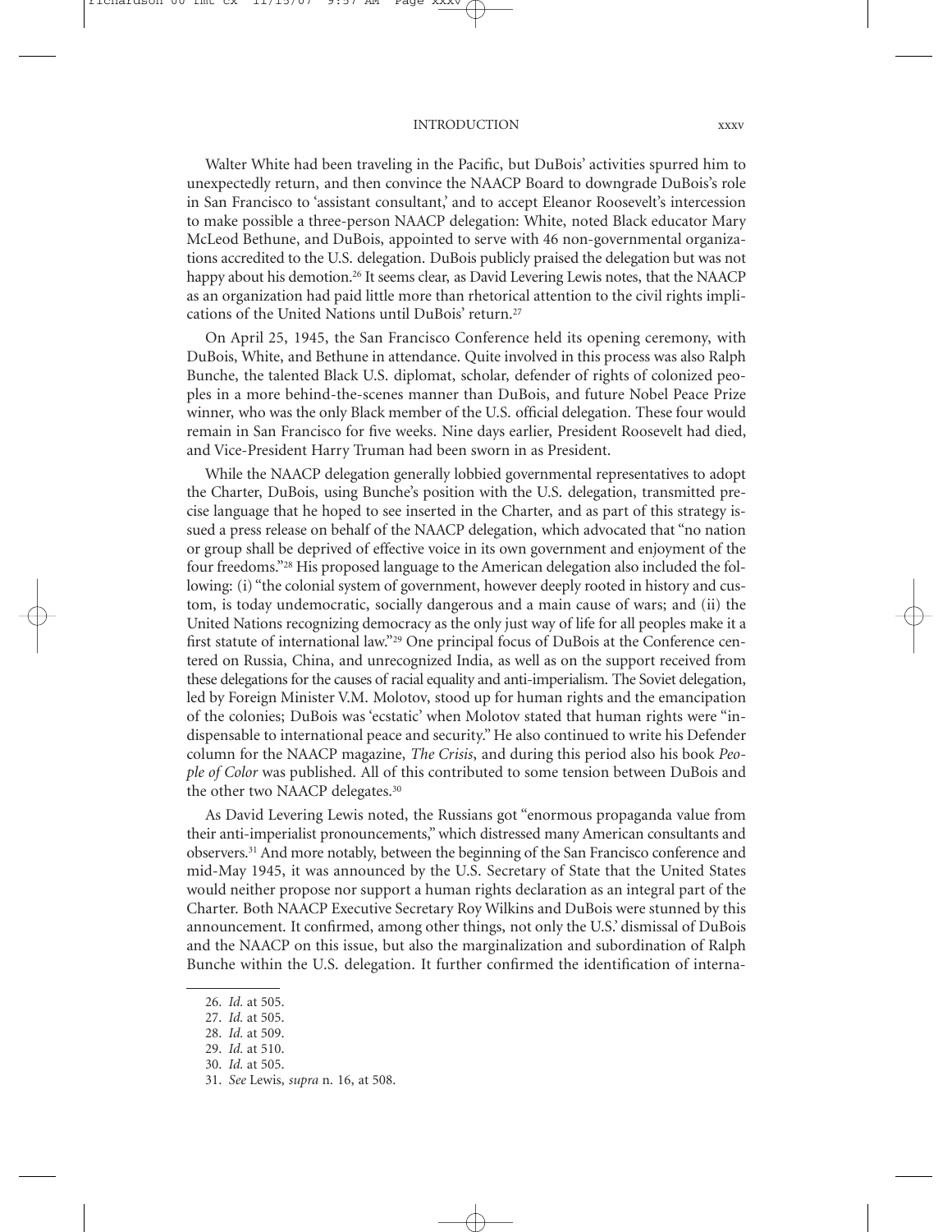Walter White had been traveling in the Pacific, but DuBois' activities spurred him to unexpectedly return, and then convince the NAACP Board to downgrade DuBois's role in San Francisco to 'assistant consultant,' and to accept Eleanor Roosevelt's intercession to make possible a three-person NAACP delegation: White, noted Black educator Mary McLeod Bethune, and DuBois, appointed to serve with 46 non-governmental organizations accredited to the U.S. delegation. DuBois publicly praised the delegation but was not happy about his demotion.[26] It seems clear, as David Levering Lewis notes, that the NAACP as an organization had paid little more than rhetorical attention to the civil rights implications of the United Nations until DuBois' return.[27]

On April 25, 1945, the San Francisco Conference held its opening ceremony, with DuBois, White, and Bethune in attendance. Quite involved in this process was also Ralph Bunche, the talented Black U.S. diplomat, scholar, defender of rights of colonized peoples in a more behind-the-scenes manner than DuBois, and future Nobel Peace Prize winner, who was the only Black member of the U.S. official delegation. These four would remain in San Francisco for five weeks. Nine days earlier, President Roosevelt had died, and Vice-President Harry Truman had been sworn in as President.

While the NAACP delegation generally lobbied governmental representatives to adopt the Charter, DuBois, using Bunche's position with the U.S. delegation, transmitted precise language that he hoped to see inserted in the Charter, and as part of this strategy issued a press release on behalf of the NAACP delegation, which advocated that "no nation or group shall be deprived of effective voice in its own government and enjoyment of the four freedoms."[28] His proposed language to the American delegation also included the following: (i) "the colonial system of government, however deeply rooted in history and custom, is today undemocratic, socially dangerous and a main cause of wars; and (ii) the United Nations recognizing democracy as the only just way of life for all peoples make it a first statute of international law."[29] One principal focus of DuBois at the Conference centered on Russia, China, and unrecognized India, as well as on the support received from these delegations for the causes of racial equality and anti-imperialism. The Soviet delegation, led by Foreign Minister V.M. Molotov, stood up for human rights and the emancipation of the colonies; DuBois was 'ecstatic' when Molotov stated that human rights were "indispensable to international peace and security." He also continued to write his Defender column for the NAACP magazine, *The Crisis*, and during this period also his book *People of Color* was published. All of this contributed to some tension between DuBois and the other two NAACP delegates.[30]

As David Levering Lewis noted, the Russians got "enormous propaganda value from their anti-imperialist pronouncements," which distressed many American consultants and observers.[31] And more notably, between the beginning of the San Francisco conference and mid-May 1945, it was announced by the U.S. Secretary of State that the United States would neither propose nor support a human rights declaration as an integral part of the Charter. Both NAACP Executive Secretary Roy Wilkins and DuBois were stunned by this announcement. It confirmed, among other things, not only the U.S.' dismissal of DuBois and the NAACP on this issue, but also the marginalization and subordination of Ralph Bunche within the U.S. delegation. It further confirmed the identification of interna-

26. *Id.* at 505.
27. *Id.* at 505.
28. *Id.* at 509.
29. *Id.* at 510.
30. *Id.* at 505.
31. *See* Lewis, *supra* n. 16, at 508.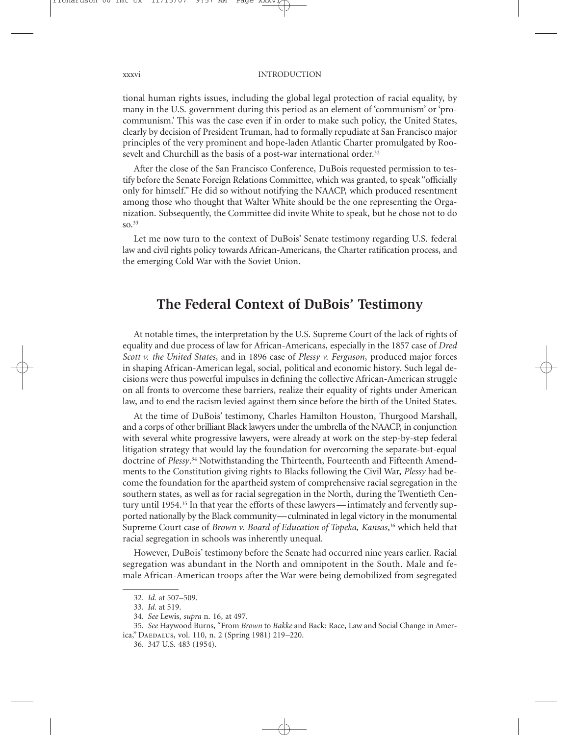tional human rights issues, including the global legal protection of racial equality, by many in the U.S. government during this period as an element of 'communism' or 'pro-communism.' This was the case even if in order to make such policy, the United States, clearly by decision of President Truman, had to formally repudiate at San Francisco major principles of the very prominent and hope-laden Atlantic Charter promulgated by Roosevelt and Churchill as the basis of a post-war international order.[32]

After the close of the San Francisco Conference, DuBois requested permission to testify before the Senate Foreign Relations Committee, which was granted, to speak "officially only for himself." He did so without notifying the NAACP, which produced resentment among those who thought that Walter White should be the one representing the Organization. Subsequently, the Committee did invite White to speak, but he chose not to do so.[33]

Let me now turn to the context of DuBois' Senate testimony regarding U.S. federal law and civil rights policy towards African-Americans, the Charter ratification process, and the emerging Cold War with the Soviet Union.

## The Federal Context of DuBois' Testimony

At notable times, the interpretation by the U.S. Supreme Court of the lack of rights of equality and due process of law for African-Americans, especially in the 1857 case of *Dred Scott v. the United States*, and in 1896 case of *Plessy v. Ferguson*, produced major forces in shaping African-American legal, social, political and economic history. Such legal decisions were thus powerful impulses in defining the collective African-American struggle on all fronts to overcome these barriers, realize their equality of rights under American law, and to end the racism levied against them since before the birth of the United States.

At the time of DuBois' testimony, Charles Hamilton Houston, Thurgood Marshall, and a corps of other brilliant Black lawyers under the umbrella of the NAACP, in conjunction with several white progressive lawyers, were already at work on the step-by-step federal litigation strategy that would lay the foundation for overcoming the separate-but-equal doctrine of *Plessy*.[34] Notwithstanding the Thirteenth, Fourteenth and Fifteenth Amendments to the Constitution giving rights to Blacks following the Civil War, *Plessy* had become the foundation for the apartheid system of comprehensive racial segregation in the southern states, as well as for racial segregation in the North, during the Twentieth Century until 1954.[35] In that year the efforts of these lawyers—intimately and fervently supported nationally by the Black community—culminated in legal victory in the monumental Supreme Court case of *Brown v. Board of Education of Topeka, Kansas*,[36] which held that racial segregation in schools was inherently unequal.

However, DuBois' testimony before the Senate had occurred nine years earlier. Racial segregation was abundant in the North and omnipotent in the South. Male and female African-American troops after the War were being demobilized from segregated

---

32. *Id.* at 507–509.

33. *Id.* at 519.

34. *See* Lewis, *supra* n. 16, at 497.

35. *See* Haywood Burns, "From *Brown* to *Bakke* and Back: Race, Law and Social Change in America," Daedalus, vol. 110, n. 2 (Spring 1981) 219–220.

36. 347 U.S. 483 (1954).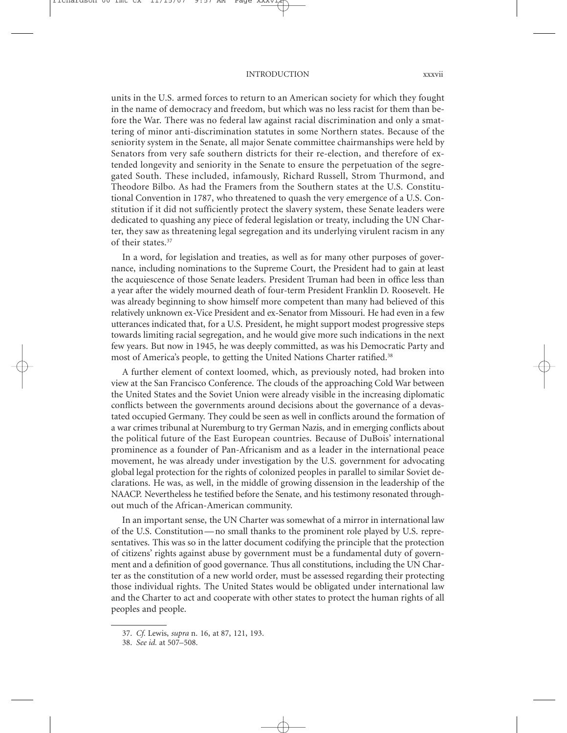units in the U.S. armed forces to return to an American society for which they fought in the name of democracy and freedom, but which was no less racist for them than before the War. There was no federal law against racial discrimination and only a smattering of minor anti-discrimination statutes in some Northern states. Because of the seniority system in the Senate, all major Senate committee chairmanships were held by Senators from very safe southern districts for their re-election, and therefore of extended longevity and seniority in the Senate to ensure the perpetuation of the segregated South. These included, infamously, Richard Russell, Strom Thurmond, and Theodore Bilbo. As had the Framers from the Southern states at the U.S. Constitutional Convention in 1787, who threatened to quash the very emergence of a U.S. Constitution if it did not sufficiently protect the slavery system, these Senate leaders were dedicated to quashing any piece of federal legislation or treaty, including the UN Charter, they saw as threatening legal segregation and its underlying virulent racism in any of their states.[37]

In a word, for legislation and treaties, as well as for many other purposes of governance, including nominations to the Supreme Court, the President had to gain at least the acquiescence of those Senate leaders. President Truman had been in office less than a year after the widely mourned death of four-term President Franklin D. Roosevelt. He was already beginning to show himself more competent than many had believed of this relatively unknown ex-Vice President and ex-Senator from Missouri. He had even in a few utterances indicated that, for a U.S. President, he might support modest progressive steps towards limiting racial segregation, and he would give more such indications in the next few years. But now in 1945, he was deeply committed, as was his Democratic Party and most of America's people, to getting the United Nations Charter ratified.[38]

A further element of context loomed, which, as previously noted, had broken into view at the San Francisco Conference. The clouds of the approaching Cold War between the United States and the Soviet Union were already visible in the increasing diplomatic conflicts between the governments around decisions about the governance of a devastated occupied Germany. They could be seen as well in conflicts around the formation of a war crimes tribunal at Nuremburg to try German Nazis, and in emerging conflicts about the political future of the East European countries. Because of DuBois' international prominence as a founder of Pan-Africanism and as a leader in the international peace movement, he was already under investigation by the U.S. government for advocating global legal protection for the rights of colonized peoples in parallel to similar Soviet declarations. He was, as well, in the middle of growing dissension in the leadership of the NAACP. Nevertheless he testified before the Senate, and his testimony resonated throughout much of the African-American community.

In an important sense, the UN Charter was somewhat of a mirror in international law of the U.S. Constitution—no small thanks to the prominent role played by U.S. representatives. This was so in the latter document codifying the principle that the protection of citizens' rights against abuse by government must be a fundamental duty of government and a definition of good governance. Thus all constitutions, including the UN Charter as the constitution of a new world order, must be assessed regarding their protecting those individual rights. The United States would be obligated under international law and the Charter to act and cooperate with other states to protect the human rights of all peoples and people.

---

37. *Cf.* Lewis, *supra* n. 16, at 87, 121, 193.

38. *See id.* at 507–508.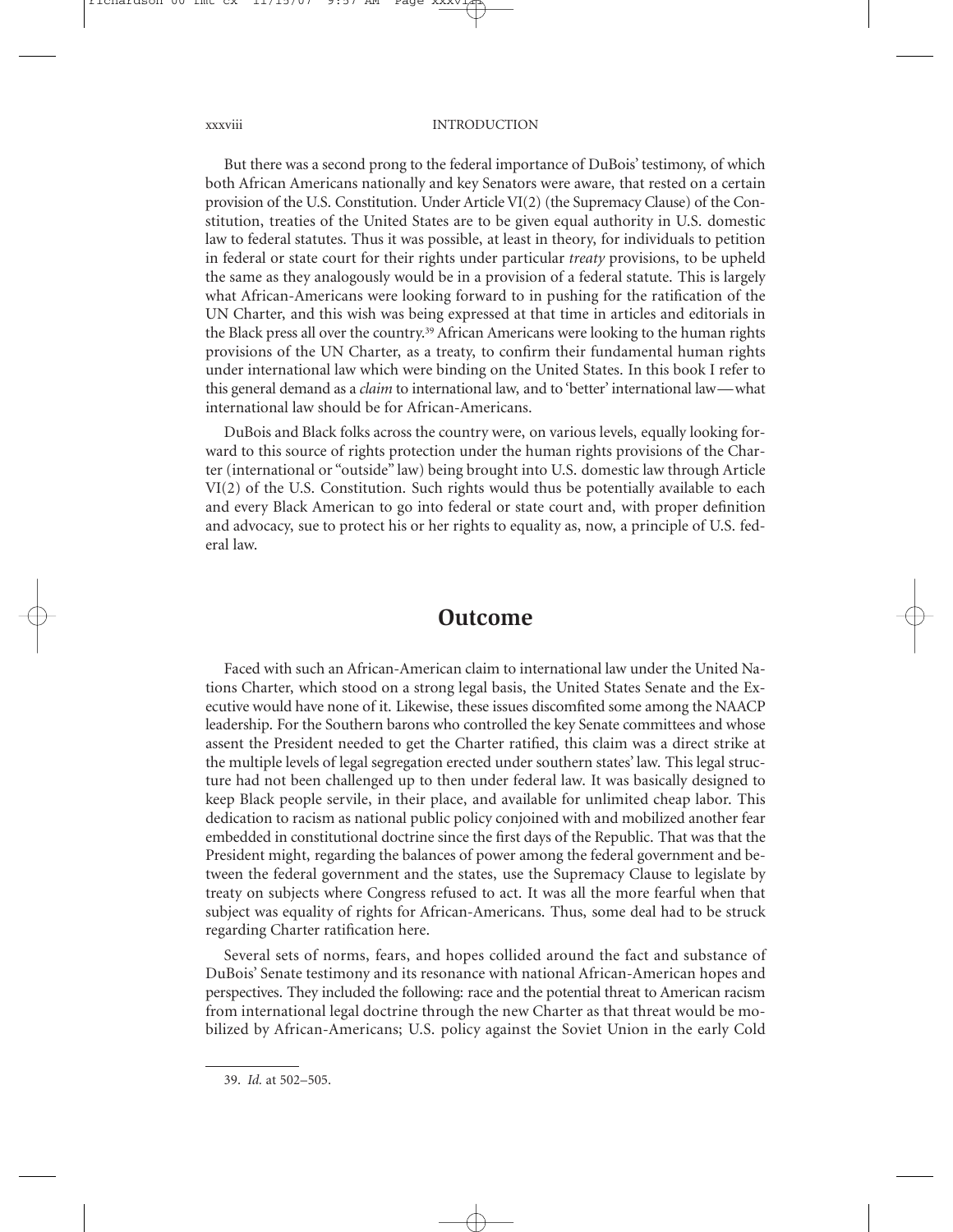But there was a second prong to the federal importance of DuBois' testimony, of which both African Americans nationally and key Senators were aware, that rested on a certain provision of the U.S. Constitution. Under Article VI(2) (the Supremacy Clause) of the Constitution, treaties of the United States are to be given equal authority in U.S. domestic law to federal statutes. Thus it was possible, at least in theory, for individuals to petition in federal or state court for their rights under particular *treaty* provisions, to be upheld the same as they analogously would be in a provision of a federal statute. This is largely what African-Americans were looking forward to in pushing for the ratification of the UN Charter, and this wish was being expressed at that time in articles and editorials in the Black press all over the country.[39] African Americans were looking to the human rights provisions of the UN Charter, as a treaty, to confirm their fundamental human rights under international law which were binding on the United States. In this book I refer to this general demand as a *claim* to international law, and to 'better' international law—what international law should be for African-Americans.

DuBois and Black folks across the country were, on various levels, equally looking forward to this source of rights protection under the human rights provisions of the Charter (international or "outside" law) being brought into U.S. domestic law through Article VI(2) of the U.S. Constitution. Such rights would thus be potentially available to each and every Black American to go into federal or state court and, with proper definition and advocacy, sue to protect his or her rights to equality as, now, a principle of U.S. federal law.

## Outcome

Faced with such an African-American claim to international law under the United Nations Charter, which stood on a strong legal basis, the United States Senate and the Executive would have none of it. Likewise, these issues discomfited some among the NAACP leadership. For the Southern barons who controlled the key Senate committees and whose assent the President needed to get the Charter ratified, this claim was a direct strike at the multiple levels of legal segregation erected under southern states' law. This legal structure had not been challenged up to then under federal law. It was basically designed to keep Black people servile, in their place, and available for unlimited cheap labor. This dedication to racism as national public policy conjoined with and mobilized another fear embedded in constitutional doctrine since the first days of the Republic. That was that the President might, regarding the balances of power among the federal government and between the federal government and the states, use the Supremacy Clause to legislate by treaty on subjects where Congress refused to act. It was all the more fearful when that subject was equality of rights for African-Americans. Thus, some deal had to be struck regarding Charter ratification here.

Several sets of norms, fears, and hopes collided around the fact and substance of DuBois' Senate testimony and its resonance with national African-American hopes and perspectives. They included the following: race and the potential threat to American racism from international legal doctrine through the new Charter as that threat would be mobilized by African-Americans; U.S. policy against the Soviet Union in the early Cold

39. *Id.* at 502–505.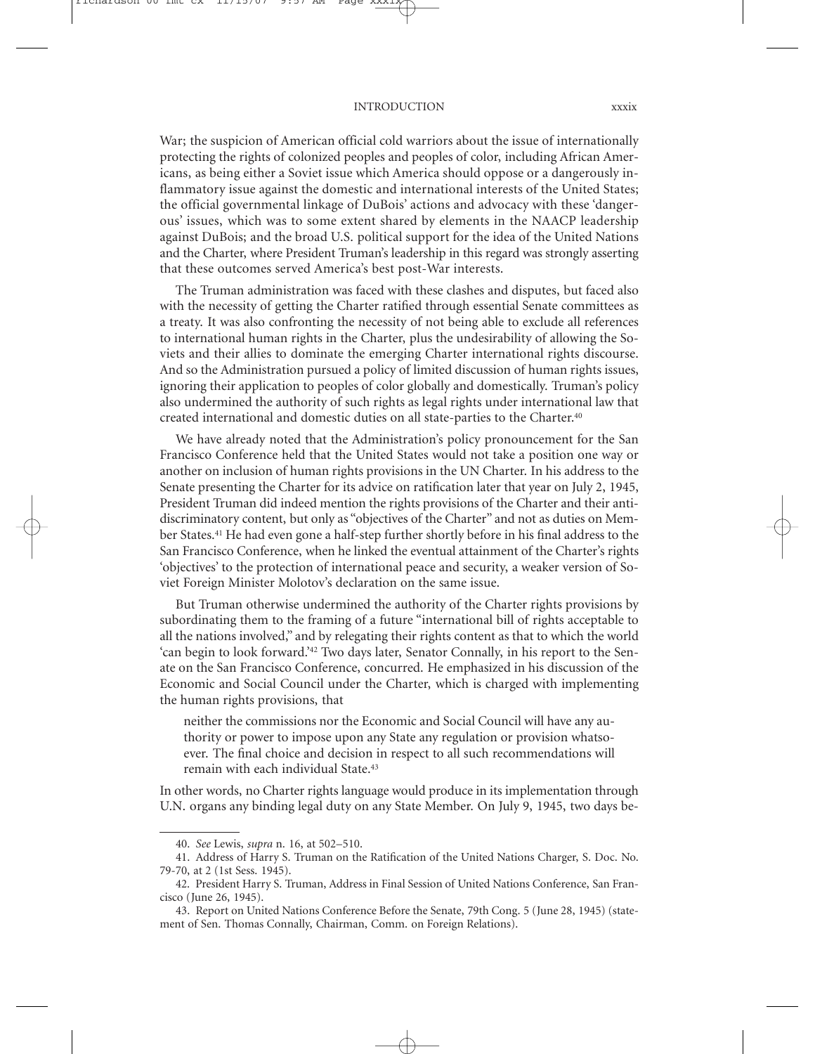War; the suspicion of American official cold warriors about the issue of internationally protecting the rights of colonized peoples and peoples of color, including African Americans, as being either a Soviet issue which America should oppose or a dangerously inflammatory issue against the domestic and international interests of the United States; the official governmental linkage of DuBois' actions and advocacy with these 'dangerous' issues, which was to some extent shared by elements in the NAACP leadership against DuBois; and the broad U.S. political support for the idea of the United Nations and the Charter, where President Truman's leadership in this regard was strongly asserting that these outcomes served America's best post-War interests.

The Truman administration was faced with these clashes and disputes, but faced also with the necessity of getting the Charter ratified through essential Senate committees as a treaty. It was also confronting the necessity of not being able to exclude all references to international human rights in the Charter, plus the undesirability of allowing the Soviets and their allies to dominate the emerging Charter international rights discourse. And so the Administration pursued a policy of limited discussion of human rights issues, ignoring their application to peoples of color globally and domestically. Truman's policy also undermined the authority of such rights as legal rights under international law that created international and domestic duties on all state-parties to the Charter.[40]

We have already noted that the Administration's policy pronouncement for the San Francisco Conference held that the United States would not take a position one way or another on inclusion of human rights provisions in the UN Charter. In his address to the Senate presenting the Charter for its advice on ratification later that year on July 2, 1945, President Truman did indeed mention the rights provisions of the Charter and their antidiscriminatory content, but only as "objectives of the Charter" and not as duties on Member States.[41] He had even gone a half-step further shortly before in his final address to the San Francisco Conference, when he linked the eventual attainment of the Charter's rights 'objectives' to the protection of international peace and security, a weaker version of Soviet Foreign Minister Molotov's declaration on the same issue.

But Truman otherwise undermined the authority of the Charter rights provisions by subordinating them to the framing of a future "international bill of rights acceptable to all the nations involved," and by relegating their rights content as that to which the world 'can begin to look forward.'[42] Two days later, Senator Connally, in his report to the Senate on the San Francisco Conference, concurred. He emphasized in his discussion of the Economic and Social Council under the Charter, which is charged with implementing the human rights provisions, that

> neither the commissions nor the Economic and Social Council will have any authority or power to impose upon any State any regulation or provision whatsoever. The final choice and decision in respect to all such recommendations will remain with each individual State.[43]

In other words, no Charter rights language would produce in its implementation through U.N. organs any binding legal duty on any State Member. On July 9, 1945, two days be-

---

40. *See* Lewis, *supra* n. 16, at 502–510.

41. Address of Harry S. Truman on the Ratification of the United Nations Charger, S. Doc. No. 79-70, at 2 (1st Sess. 1945).

42. President Harry S. Truman, Address in Final Session of United Nations Conference, San Francisco (June 26, 1945).

43. Report on United Nations Conference Before the Senate, 79th Cong. 5 (June 28, 1945) (statement of Sen. Thomas Connally, Chairman, Comm. on Foreign Relations).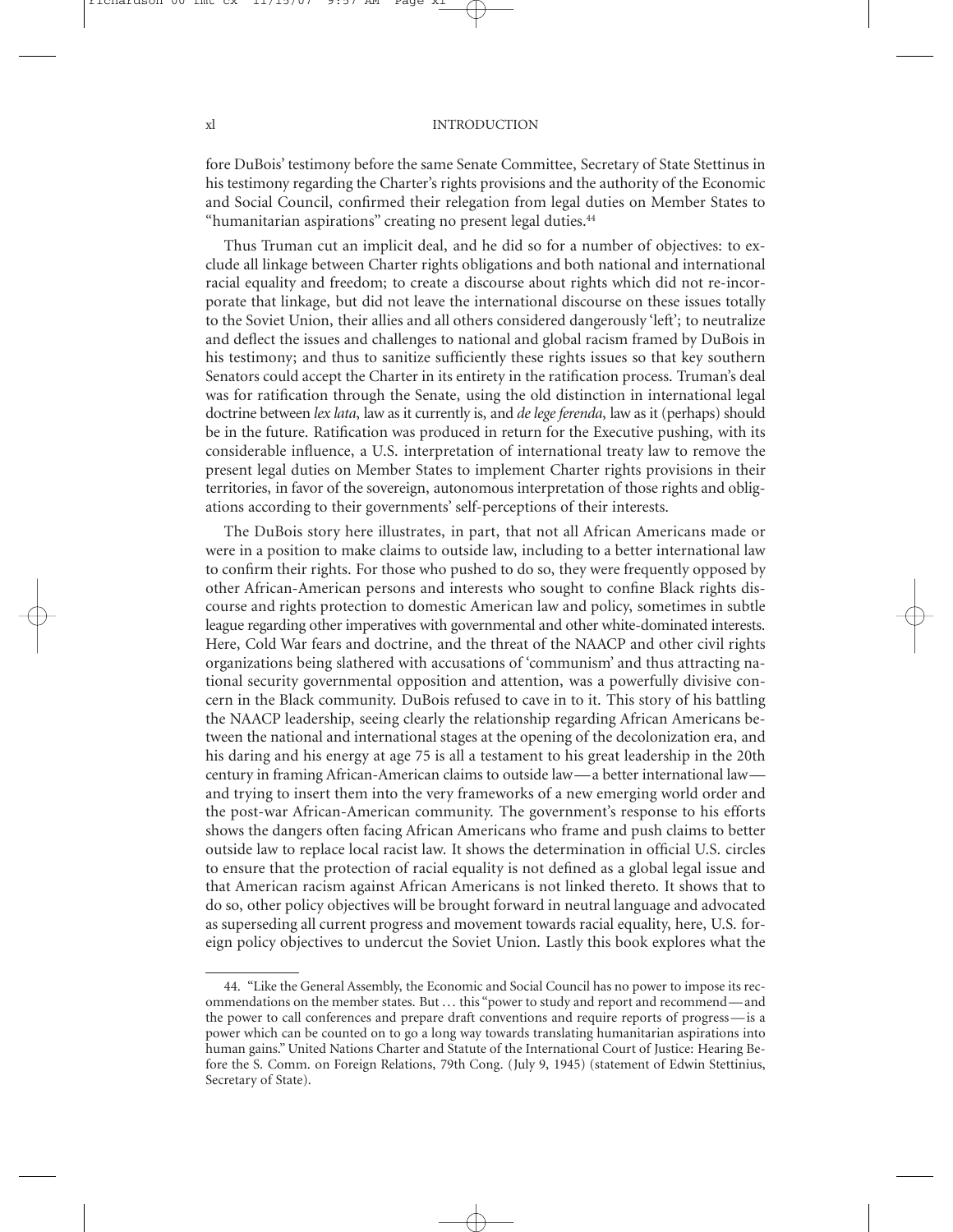fore DuBois' testimony before the same Senate Committee, Secretary of State Stettinus in his testimony regarding the Charter's rights provisions and the authority of the Economic and Social Council, confirmed their relegation from legal duties on Member States to "humanitarian aspirations" creating no present legal duties.[44]

Thus Truman cut an implicit deal, and he did so for a number of objectives: to exclude all linkage between Charter rights obligations and both national and international racial equality and freedom; to create a discourse about rights which did not re-incorporate that linkage, but did not leave the international discourse on these issues totally to the Soviet Union, their allies and all others considered dangerously 'left'; to neutralize and deflect the issues and challenges to national and global racism framed by DuBois in his testimony; and thus to sanitize sufficiently these rights issues so that key southern Senators could accept the Charter in its entirety in the ratification process. Truman's deal was for ratification through the Senate, using the old distinction in international legal doctrine between *lex lata*, law as it currently is, and *de lege ferenda*, law as it (perhaps) should be in the future. Ratification was produced in return for the Executive pushing, with its considerable influence, a U.S. interpretation of international treaty law to remove the present legal duties on Member States to implement Charter rights provisions in their territories, in favor of the sovereign, autonomous interpretation of those rights and obligations according to their governments' self-perceptions of their interests.

The DuBois story here illustrates, in part, that not all African Americans made or were in a position to make claims to outside law, including to a better international law to confirm their rights. For those who pushed to do so, they were frequently opposed by other African-American persons and interests who sought to confine Black rights discourse and rights protection to domestic American law and policy, sometimes in subtle league regarding other imperatives with governmental and other white-dominated interests. Here, Cold War fears and doctrine, and the threat of the NAACP and other civil rights organizations being slathered with accusations of 'communism' and thus attracting national security governmental opposition and attention, was a powerfully divisive concern in the Black community. DuBois refused to cave in to it. This story of his battling the NAACP leadership, seeing clearly the relationship regarding African Americans between the national and international stages at the opening of the decolonization era, and his daring and his energy at age 75 is all a testament to his great leadership in the 20th century in framing African-American claims to outside law—a better international law—and trying to insert them into the very frameworks of a new emerging world order and the post-war African-American community. The government's response to his efforts shows the dangers often facing African Americans who frame and push claims to better outside law to replace local racist law. It shows the determination in official U.S. circles to ensure that the protection of racial equality is not defined as a global legal issue and that American racism against African Americans is not linked thereto. It shows that to do so, other policy objectives will be brought forward in neutral language and advocated as superseding all current progress and movement towards racial equality, here, U.S. foreign policy objectives to undercut the Soviet Union. Lastly this book explores what the

---

44. "Like the General Assembly, the Economic and Social Council has no power to impose its recommendations on the member states. But … this "power to study and report and recommend—and the power to call conferences and prepare draft conventions and require reports of progress—is a power which can be counted on to go a long way towards translating humanitarian aspirations into human gains." United Nations Charter and Statute of the International Court of Justice: Hearing Before the S. Comm. on Foreign Relations, 79th Cong. (July 9, 1945) (statement of Edwin Stettinius, Secretary of State).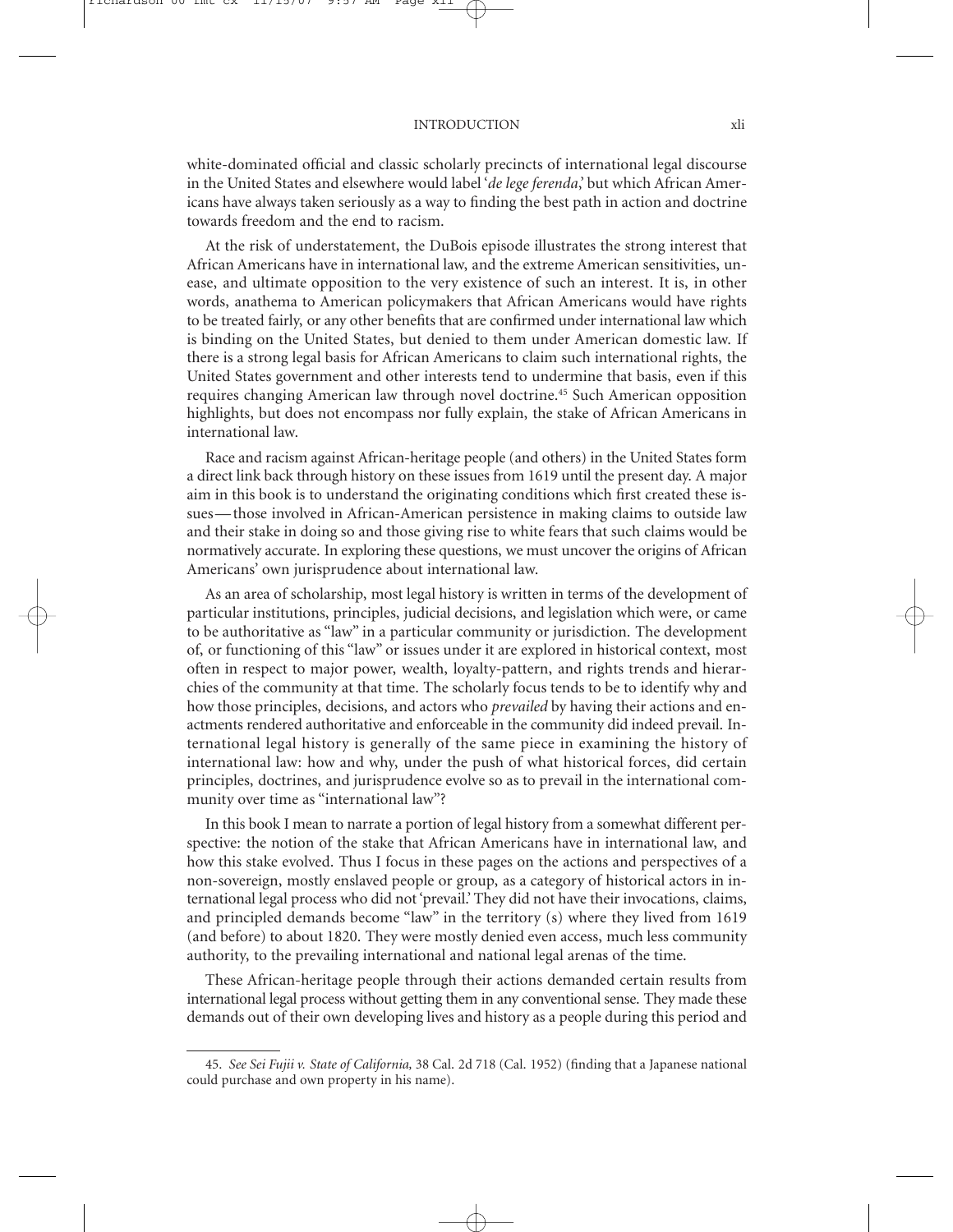white-dominated official and classic scholarly precincts of international legal discourse in the United States and elsewhere would label '*de lege ferenda*,' but which African Americans have always taken seriously as a way to finding the best path in action and doctrine towards freedom and the end to racism.

At the risk of understatement, the DuBois episode illustrates the strong interest that African Americans have in international law, and the extreme American sensitivities, unease, and ultimate opposition to the very existence of such an interest. It is, in other words, anathema to American policymakers that African Americans would have rights to be treated fairly, or any other benefits that are confirmed under international law which is binding on the United States, but denied to them under American domestic law. If there is a strong legal basis for African Americans to claim such international rights, the United States government and other interests tend to undermine that basis, even if this requires changing American law through novel doctrine.[45] Such American opposition highlights, but does not encompass nor fully explain, the stake of African Americans in international law.

Race and racism against African-heritage people (and others) in the United States form a direct link back through history on these issues from 1619 until the present day. A major aim in this book is to understand the originating conditions which first created these issues—those involved in African-American persistence in making claims to outside law and their stake in doing so and those giving rise to white fears that such claims would be normatively accurate. In exploring these questions, we must uncover the origins of African Americans' own jurisprudence about international law.

As an area of scholarship, most legal history is written in terms of the development of particular institutions, principles, judicial decisions, and legislation which were, or came to be authoritative as "law" in a particular community or jurisdiction. The development of, or functioning of this "law" or issues under it are explored in historical context, most often in respect to major power, wealth, loyalty-pattern, and rights trends and hierarchies of the community at that time. The scholarly focus tends to be to identify why and how those principles, decisions, and actors who *prevailed* by having their actions and enactments rendered authoritative and enforceable in the community did indeed prevail. International legal history is generally of the same piece in examining the history of international law: how and why, under the push of what historical forces, did certain principles, doctrines, and jurisprudence evolve so as to prevail in the international community over time as "international law"?

In this book I mean to narrate a portion of legal history from a somewhat different perspective: the notion of the stake that African Americans have in international law, and how this stake evolved. Thus I focus in these pages on the actions and perspectives of a non-sovereign, mostly enslaved people or group, as a category of historical actors in international legal process who did not 'prevail.' They did not have their invocations, claims, and principled demands become "law" in the territory (s) where they lived from 1619 (and before) to about 1820. They were mostly denied even access, much less community authority, to the prevailing international and national legal arenas of the time.

These African-heritage people through their actions demanded certain results from international legal process without getting them in any conventional sense. They made these demands out of their own developing lives and history as a people during this period and

---

45. *See Sei Fujii v. State of California,* 38 Cal. 2d 718 (Cal. 1952) (finding that a Japanese national could purchase and own property in his name).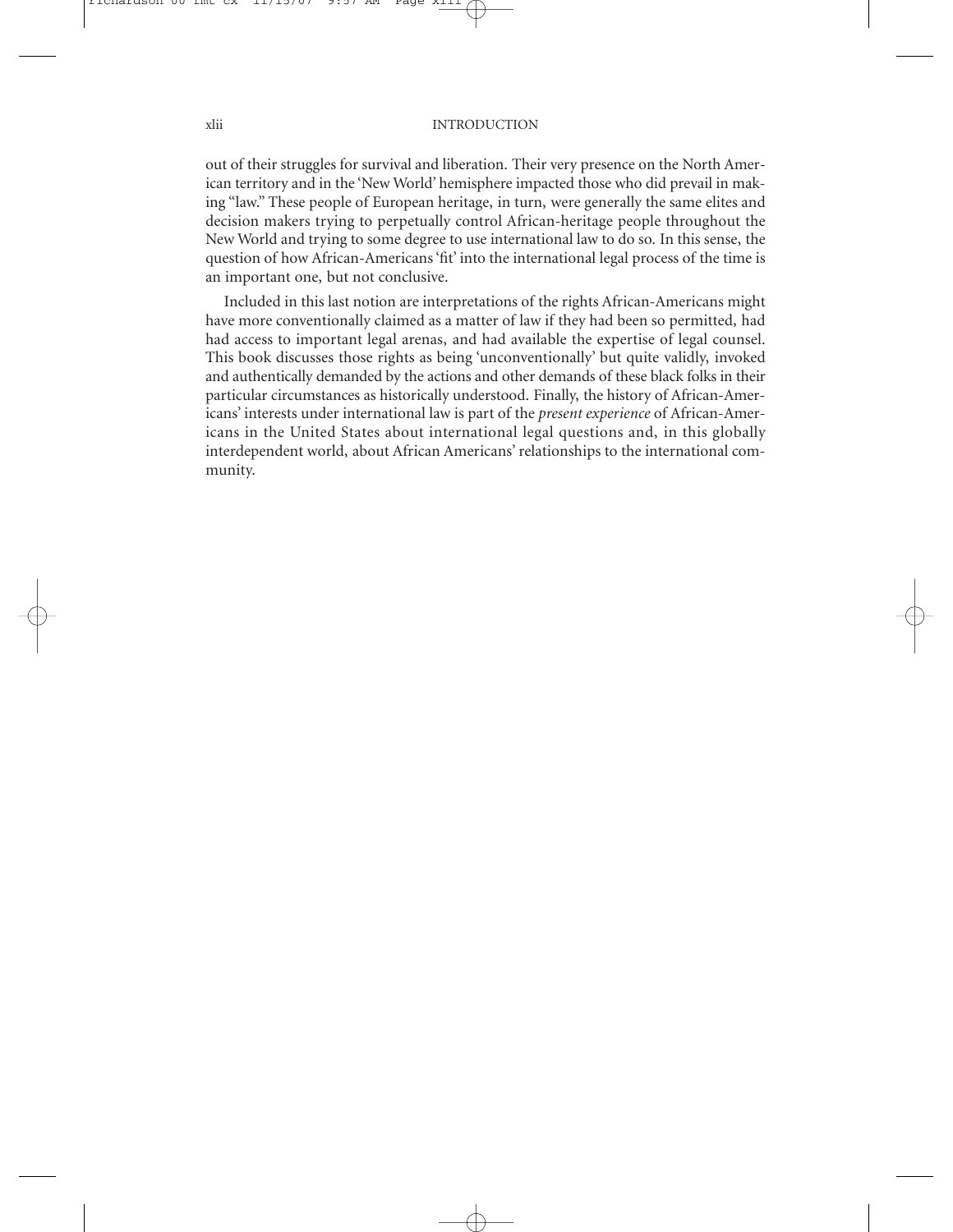out of their struggles for survival and liberation. Their very presence on the North American territory and in the 'New World' hemisphere impacted those who did prevail in making "law." These people of European heritage, in turn, were generally the same elites and decision makers trying to perpetually control African-heritage people throughout the New World and trying to some degree to use international law to do so. In this sense, the question of how African-Americans 'fit' into the international legal process of the time is an important one, but not conclusive.

Included in this last notion are interpretations of the rights African-Americans might have more conventionally claimed as a matter of law if they had been so permitted, had had access to important legal arenas, and had available the expertise of legal counsel. This book discusses those rights as being 'unconventionally' but quite validly, invoked and authentically demanded by the actions and other demands of these black folks in their particular circumstances as historically understood. Finally, the history of African-Americans' interests under international law is part of the *present experience* of African-Americans in the United States about international legal questions and, in this globally interdependent world, about African Americans' relationships to the international community.